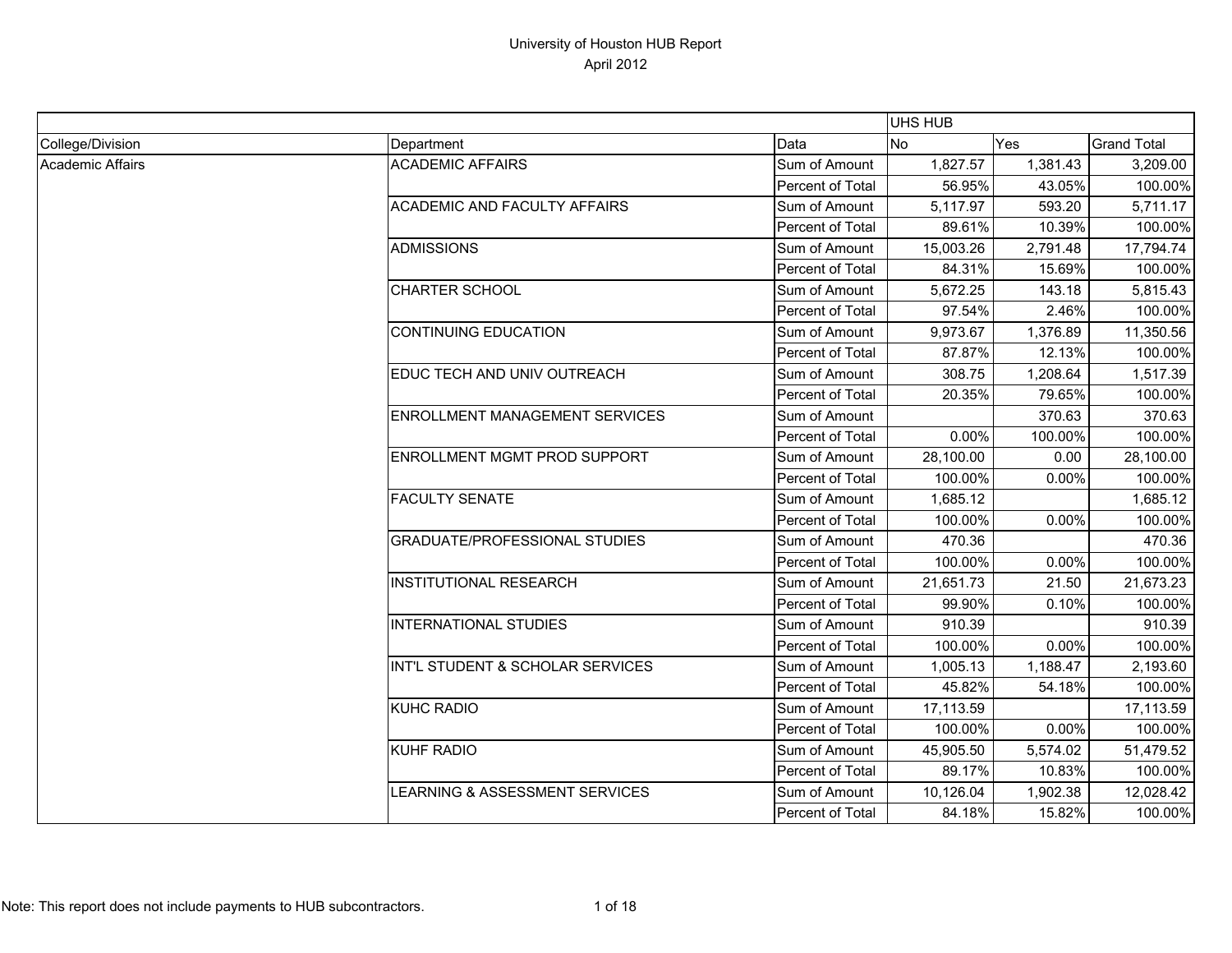# University of Houston HUB Report
April 2012

| | | | UHS HUB | | |
|---|---|---|---|---|---|
| College/Division | Department | Data | No | Yes | Grand Total |
| Academic Affairs | ACADEMIC AFFAIRS | Sum of Amount | 1,827.57 | 1,381.43 | 3,209.00 |
| | | Percent of Total | 56.95% | 43.05% | 100.00% |
| | ACADEMIC AND FACULTY AFFAIRS | Sum of Amount | 5,117.97 | 593.20 | 5,711.17 |
| | | Percent of Total | 89.61% | 10.39% | 100.00% |
| | ADMISSIONS | Sum of Amount | 15,003.26 | 2,791.48 | 17,794.74 |
| | | Percent of Total | 84.31% | 15.69% | 100.00% |
| | CHARTER SCHOOL | Sum of Amount | 5,672.25 | 143.18 | 5,815.43 |
| | | Percent of Total | 97.54% | 2.46% | 100.00% |
| | CONTINUING EDUCATION | Sum of Amount | 9,973.67 | 1,376.89 | 11,350.56 |
| | | Percent of Total | 87.87% | 12.13% | 100.00% |
| | EDUC TECH AND UNIV OUTREACH | Sum of Amount | 308.75 | 1,208.64 | 1,517.39 |
| | | Percent of Total | 20.35% | 79.65% | 100.00% |
| | ENROLLMENT MANAGEMENT SERVICES | Sum of Amount | | 370.63 | 370.63 |
| | | Percent of Total | 0.00% | 100.00% | 100.00% |
| | ENROLLMENT MGMT PROD SUPPORT | Sum of Amount | 28,100.00 | 0.00 | 28,100.00 |
| | | Percent of Total | 100.00% | 0.00% | 100.00% |
| | FACULTY SENATE | Sum of Amount | 1,685.12 | | 1,685.12 |
| | | Percent of Total | 100.00% | 0.00% | 100.00% |
| | GRADUATE/PROFESSIONAL STUDIES | Sum of Amount | 470.36 | | 470.36 |
| | | Percent of Total | 100.00% | 0.00% | 100.00% |
| | INSTITUTIONAL RESEARCH | Sum of Amount | 21,651.73 | 21.50 | 21,673.23 |
| | | Percent of Total | 99.90% | 0.10% | 100.00% |
| | INTERNATIONAL STUDIES | Sum of Amount | 910.39 | | 910.39 |
| | | Percent of Total | 100.00% | 0.00% | 100.00% |
| | INT'L STUDENT & SCHOLAR SERVICES | Sum of Amount | 1,005.13 | 1,188.47 | 2,193.60 |
| | | Percent of Total | 45.82% | 54.18% | 100.00% |
| | KUHC RADIO | Sum of Amount | 17,113.59 | | 17,113.59 |
| | | Percent of Total | 100.00% | 0.00% | 100.00% |
| | KUHF RADIO | Sum of Amount | 45,905.50 | 5,574.02 | 51,479.52 |
| | | Percent of Total | 89.17% | 10.83% | 100.00% |
| | LEARNING & ASSESSMENT SERVICES | Sum of Amount | 10,126.04 | 1,902.38 | 12,028.42 |
| | | Percent of Total | 84.18% | 15.82% | 100.00% |

Note: This report does not include payments to HUB subcontractors.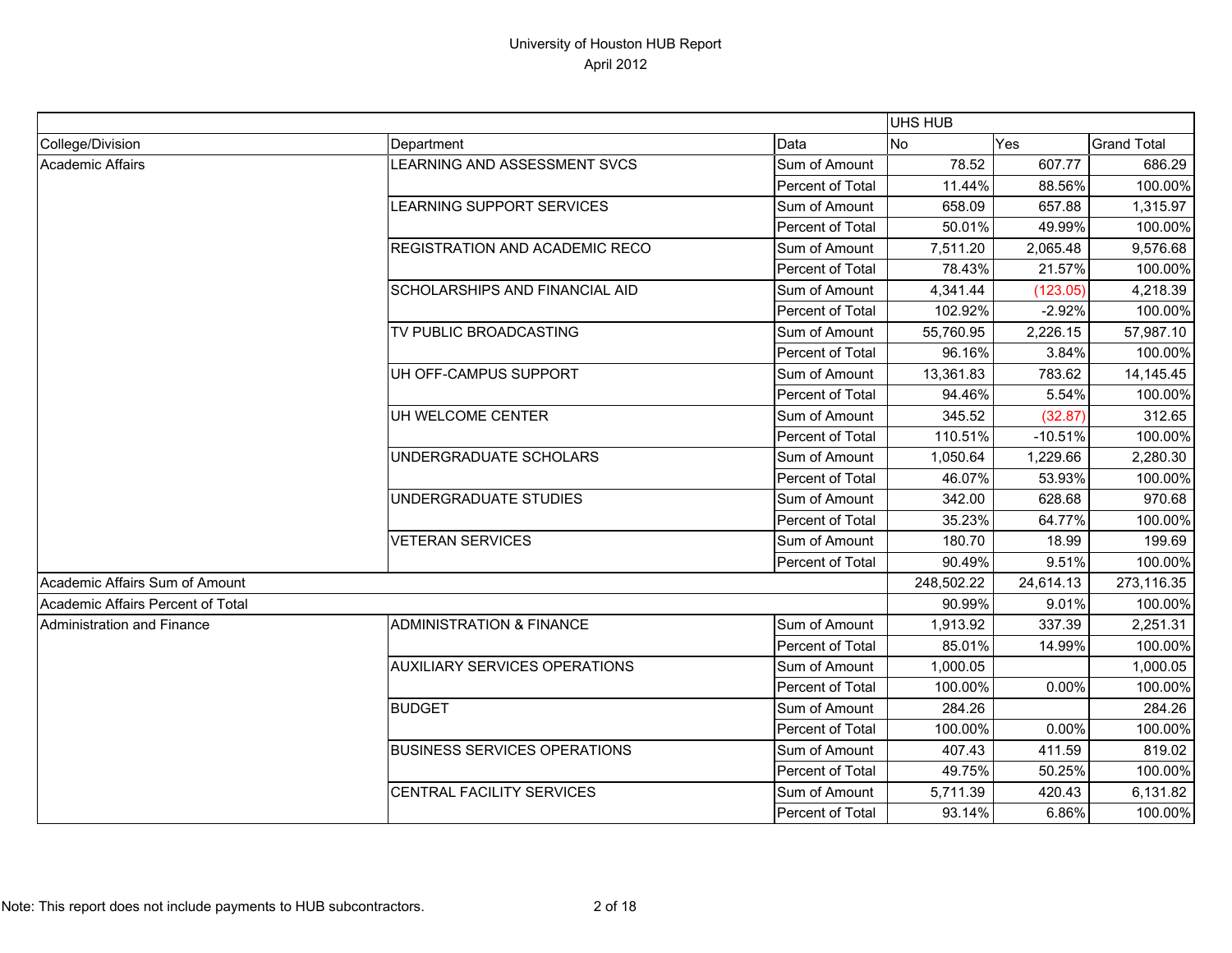University of Houston HUB Report
April 2012

| | | | UHS HUB | | |
|---|---|---|---|---|---|
| College/Division | Department | Data | No | Yes | Grand Total |
| Academic Affairs | LEARNING AND ASSESSMENT SVCS | Sum of Amount | 78.52 | 607.77 | 686.29 |
| | | Percent of Total | 11.44% | 88.56% | 100.00% |
| | LEARNING SUPPORT SERVICES | Sum of Amount | 658.09 | 657.88 | 1,315.97 |
| | | Percent of Total | 50.01% | 49.99% | 100.00% |
| | REGISTRATION AND ACADEMIC RECO | Sum of Amount | 7,511.20 | 2,065.48 | 9,576.68 |
| | | Percent of Total | 78.43% | 21.57% | 100.00% |
| | SCHOLARSHIPS AND FINANCIAL AID | Sum of Amount | 4,341.44 | (123.05) | 4,218.39 |
| | | Percent of Total | 102.92% | -2.92% | 100.00% |
| | TV PUBLIC BROADCASTING | Sum of Amount | 55,760.95 | 2,226.15 | 57,987.10 |
| | | Percent of Total | 96.16% | 3.84% | 100.00% |
| | UH OFF-CAMPUS SUPPORT | Sum of Amount | 13,361.83 | 783.62 | 14,145.45 |
| | | Percent of Total | 94.46% | 5.54% | 100.00% |
| | UH WELCOME CENTER | Sum of Amount | 345.52 | (32.87) | 312.65 |
| | | Percent of Total | 110.51% | -10.51% | 100.00% |
| | UNDERGRADUATE SCHOLARS | Sum of Amount | 1,050.64 | 1,229.66 | 2,280.30 |
| | | Percent of Total | 46.07% | 53.93% | 100.00% |
| | UNDERGRADUATE STUDIES | Sum of Amount | 342.00 | 628.68 | 970.68 |
| | | Percent of Total | 35.23% | 64.77% | 100.00% |
| | VETERAN SERVICES | Sum of Amount | 180.70 | 18.99 | 199.69 |
| | | Percent of Total | 90.49% | 9.51% | 100.00% |
| Academic Affairs Sum of Amount | | | 248,502.22 | 24,614.13 | 273,116.35 |
| Academic Affairs Percent of Total | | | 90.99% | 9.01% | 100.00% |
| Administration and Finance | ADMINISTRATION & FINANCE | Sum of Amount | 1,913.92 | 337.39 | 2,251.31 |
| | | Percent of Total | 85.01% | 14.99% | 100.00% |
| | AUXILIARY SERVICES OPERATIONS | Sum of Amount | 1,000.05 | | 1,000.05 |
| | | Percent of Total | 100.00% | 0.00% | 100.00% |
| | BUDGET | Sum of Amount | 284.26 | | 284.26 |
| | | Percent of Total | 100.00% | 0.00% | 100.00% |
| | BUSINESS SERVICES OPERATIONS | Sum of Amount | 407.43 | 411.59 | 819.02 |
| | | Percent of Total | 49.75% | 50.25% | 100.00% |
| | CENTRAL FACILITY SERVICES | Sum of Amount | 5,711.39 | 420.43 | 6,131.82 |
| | | Percent of Total | 93.14% | 6.86% | 100.00% |

Note: This report does not include payments to HUB subcontractors.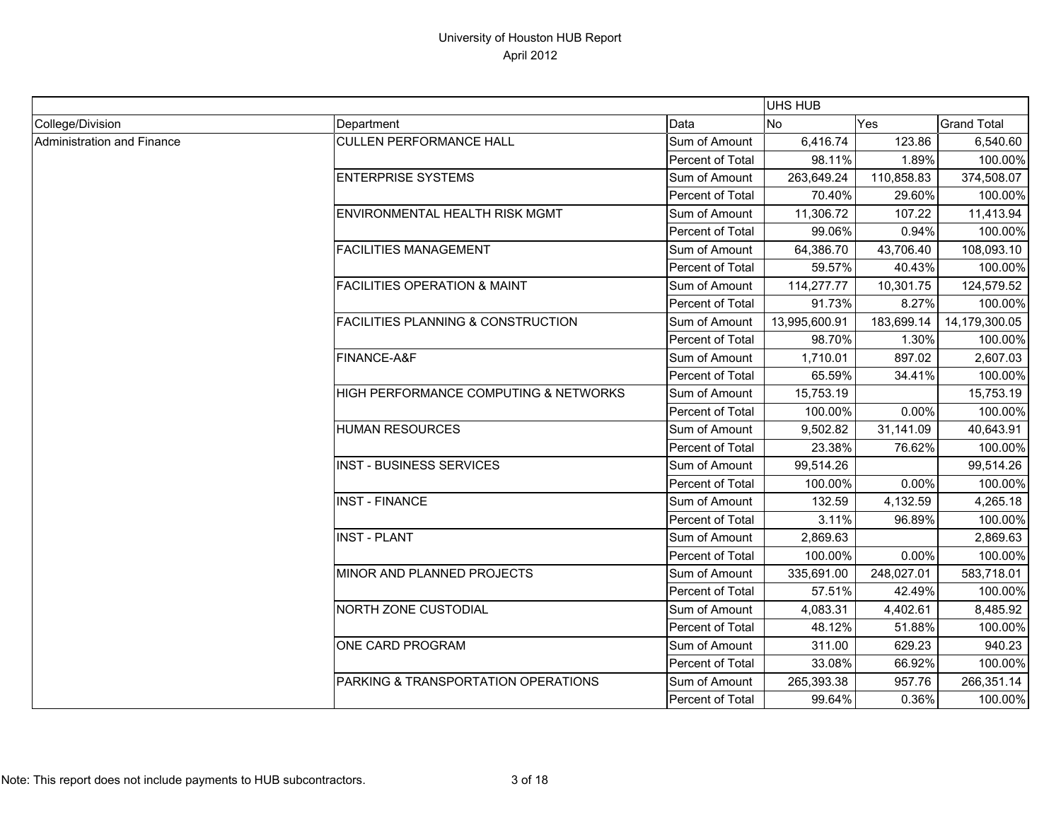# University of Houston HUB Report
April 2012

| | | | UHS HUB | | |
|---|---|---|---|---|---|
| College/Division | Department | Data | No | Yes | Grand Total |
| Administration and Finance | CULLEN PERFORMANCE HALL | Sum of Amount | 6,416.74 | 123.86 | 6,540.60 |
| | | Percent of Total | 98.11% | 1.89% | 100.00% |
| | ENTERPRISE SYSTEMS | Sum of Amount | 263,649.24 | 110,858.83 | 374,508.07 |
| | | Percent of Total | 70.40% | 29.60% | 100.00% |
| | ENVIRONMENTAL HEALTH RISK MGMT | Sum of Amount | 11,306.72 | 107.22 | 11,413.94 |
| | | Percent of Total | 99.06% | 0.94% | 100.00% |
| | FACILITIES MANAGEMENT | Sum of Amount | 64,386.70 | 43,706.40 | 108,093.10 |
| | | Percent of Total | 59.57% | 40.43% | 100.00% |
| | FACILITIES OPERATION & MAINT | Sum of Amount | 114,277.77 | 10,301.75 | 124,579.52 |
| | | Percent of Total | 91.73% | 8.27% | 100.00% |
| | FACILITIES PLANNING & CONSTRUCTION | Sum of Amount | 13,995,600.91 | 183,699.14 | 14,179,300.05 |
| | | Percent of Total | 98.70% | 1.30% | 100.00% |
| | FINANCE-A&F | Sum of Amount | 1,710.01 | 897.02 | 2,607.03 |
| | | Percent of Total | 65.59% | 34.41% | 100.00% |
| | HIGH PERFORMANCE COMPUTING & NETWORKS | Sum of Amount | 15,753.19 | | 15,753.19 |
| | | Percent of Total | 100.00% | 0.00% | 100.00% |
| | HUMAN RESOURCES | Sum of Amount | 9,502.82 | 31,141.09 | 40,643.91 |
| | | Percent of Total | 23.38% | 76.62% | 100.00% |
| | INST - BUSINESS SERVICES | Sum of Amount | 99,514.26 | | 99,514.26 |
| | | Percent of Total | 100.00% | 0.00% | 100.00% |
| | INST - FINANCE | Sum of Amount | 132.59 | 4,132.59 | 4,265.18 |
| | | Percent of Total | 3.11% | 96.89% | 100.00% |
| | INST - PLANT | Sum of Amount | 2,869.63 | | 2,869.63 |
| | | Percent of Total | 100.00% | 0.00% | 100.00% |
| | MINOR AND PLANNED PROJECTS | Sum of Amount | 335,691.00 | 248,027.01 | 583,718.01 |
| | | Percent of Total | 57.51% | 42.49% | 100.00% |
| | NORTH ZONE CUSTODIAL | Sum of Amount | 4,083.31 | 4,402.61 | 8,485.92 |
| | | Percent of Total | 48.12% | 51.88% | 100.00% |
| | ONE CARD PROGRAM | Sum of Amount | 311.00 | 629.23 | 940.23 |
| | | Percent of Total | 33.08% | 66.92% | 100.00% |
| | PARKING & TRANSPORTATION OPERATIONS | Sum of Amount | 265,393.38 | 957.76 | 266,351.14 |
| | | Percent of Total | 99.64% | 0.36% | 100.00% |

Note: This report does not include payments to HUB subcontractors.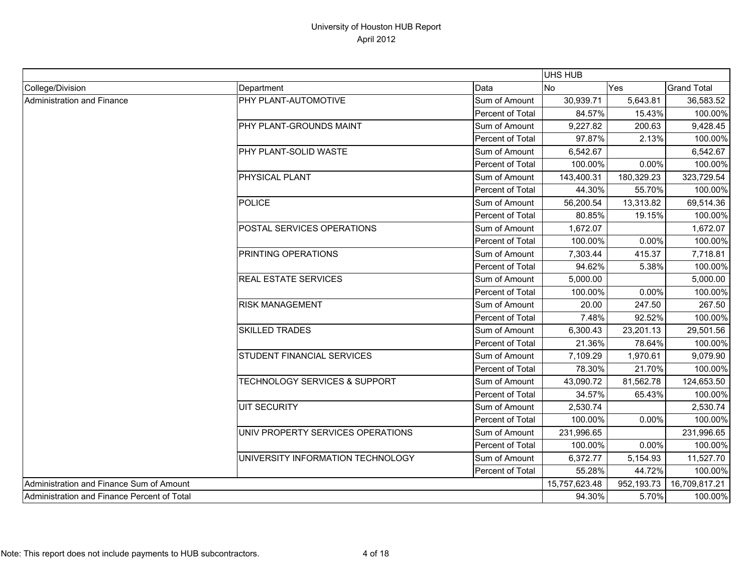# University of Houston HUB Report

April 2012

| | | | UHS HUB | | |
|---|---|---|---|---|---|
| College/Division | Department | Data | No | Yes | Grand Total |
| Administration and Finance | PHY PLANT-AUTOMOTIVE | Sum of Amount | 30,939.71 | 5,643.81 | 36,583.52 |
| | | Percent of Total | 84.57% | 15.43% | 100.00% |
| | PHY PLANT-GROUNDS MAINT | Sum of Amount | 9,227.82 | 200.63 | 9,428.45 |
| | | Percent of Total | 97.87% | 2.13% | 100.00% |
| | PHY PLANT-SOLID WASTE | Sum of Amount | 6,542.67 | | 6,542.67 |
| | | Percent of Total | 100.00% | 0.00% | 100.00% |
| | PHYSICAL PLANT | Sum of Amount | 143,400.31 | 180,329.23 | 323,729.54 |
| | | Percent of Total | 44.30% | 55.70% | 100.00% |
| | POLICE | Sum of Amount | 56,200.54 | 13,313.82 | 69,514.36 |
| | | Percent of Total | 80.85% | 19.15% | 100.00% |
| | POSTAL SERVICES OPERATIONS | Sum of Amount | 1,672.07 | | 1,672.07 |
| | | Percent of Total | 100.00% | 0.00% | 100.00% |
| | PRINTING OPERATIONS | Sum of Amount | 7,303.44 | 415.37 | 7,718.81 |
| | | Percent of Total | 94.62% | 5.38% | 100.00% |
| | REAL ESTATE SERVICES | Sum of Amount | 5,000.00 | | 5,000.00 |
| | | Percent of Total | 100.00% | 0.00% | 100.00% |
| | RISK MANAGEMENT | Sum of Amount | 20.00 | 247.50 | 267.50 |
| | | Percent of Total | 7.48% | 92.52% | 100.00% |
| | SKILLED TRADES | Sum of Amount | 6,300.43 | 23,201.13 | 29,501.56 |
| | | Percent of Total | 21.36% | 78.64% | 100.00% |
| | STUDENT FINANCIAL SERVICES | Sum of Amount | 7,109.29 | 1,970.61 | 9,079.90 |
| | | Percent of Total | 78.30% | 21.70% | 100.00% |
| | TECHNOLOGY SERVICES & SUPPORT | Sum of Amount | 43,090.72 | 81,562.78 | 124,653.50 |
| | | Percent of Total | 34.57% | 65.43% | 100.00% |
| | UIT SECURITY | Sum of Amount | 2,530.74 | | 2,530.74 |
| | | Percent of Total | 100.00% | 0.00% | 100.00% |
| | UNIV PROPERTY SERVICES OPERATIONS | Sum of Amount | 231,996.65 | | 231,996.65 |
| | | Percent of Total | 100.00% | 0.00% | 100.00% |
| | UNIVERSITY INFORMATION TECHNOLOGY | Sum of Amount | 6,372.77 | 5,154.93 | 11,527.70 |
| | | Percent of Total | 55.28% | 44.72% | 100.00% |
| Administration and Finance Sum of Amount | | | 15,757,623.48 | 952,193.73 | 16,709,817.21 |
| Administration and Finance Percent of Total | | | 94.30% | 5.70% | 100.00% |

Note: This report does not include payments to HUB subcontractors.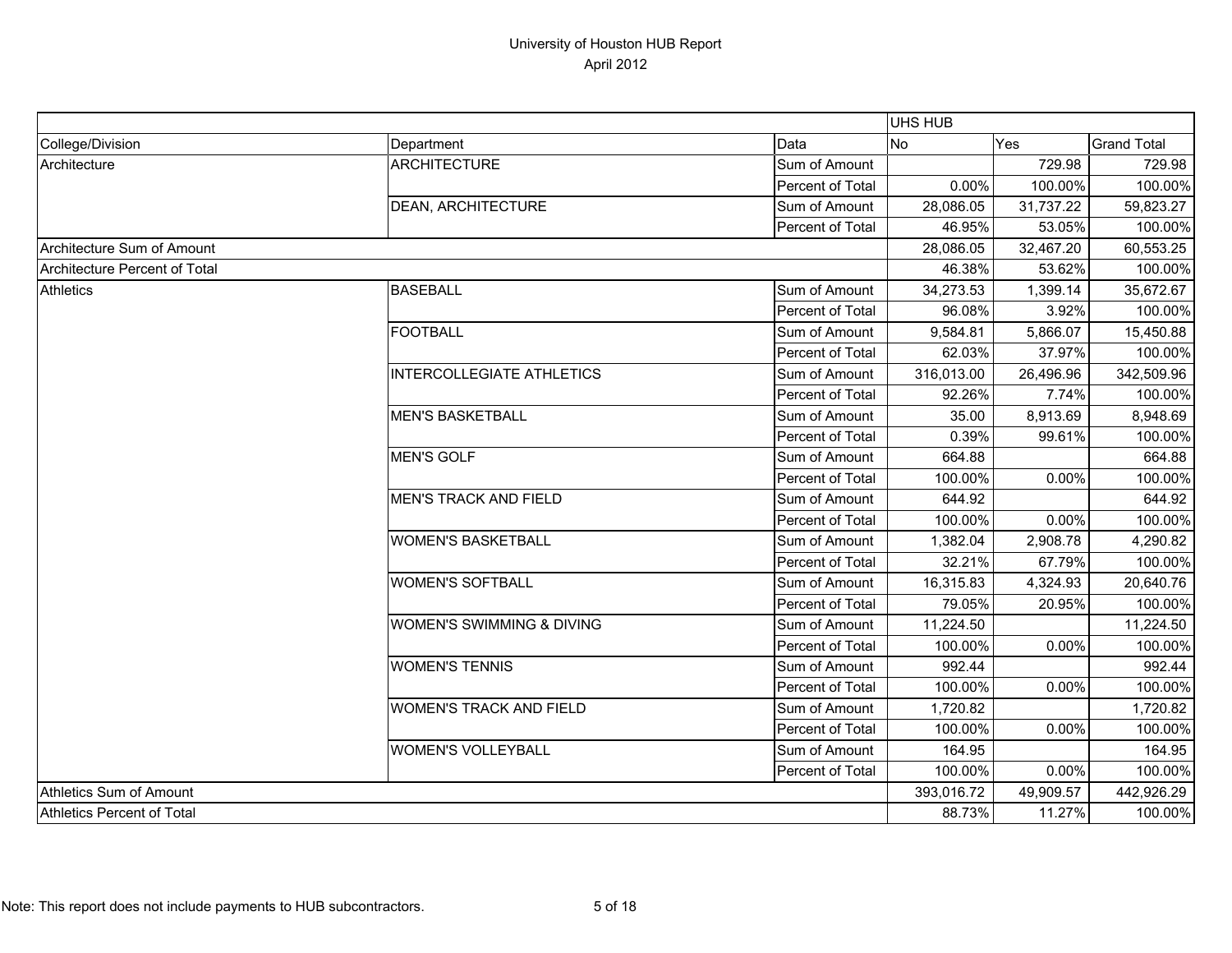# University of Houston HUB Report
April 2012

| | | | UHS HUB | | |
|---|---|---|---|---|---|
| College/Division | Department | Data | No | Yes | Grand Total |
| Architecture | ARCHITECTURE | Sum of Amount | | 729.98 | 729.98 |
| | | Percent of Total | 0.00% | 100.00% | 100.00% |
| | DEAN, ARCHITECTURE | Sum of Amount | 28,086.05 | 31,737.22 | 59,823.27 |
| | | Percent of Total | 46.95% | 53.05% | 100.00% |
| Architecture Sum of Amount | | | 28,086.05 | 32,467.20 | 60,553.25 |
| Architecture Percent of Total | | | 46.38% | 53.62% | 100.00% |
| Athletics | BASEBALL | Sum of Amount | 34,273.53 | 1,399.14 | 35,672.67 |
| | | Percent of Total | 96.08% | 3.92% | 100.00% |
| | FOOTBALL | Sum of Amount | 9,584.81 | 5,866.07 | 15,450.88 |
| | | Percent of Total | 62.03% | 37.97% | 100.00% |
| | INTERCOLLEGIATE ATHLETICS | Sum of Amount | 316,013.00 | 26,496.96 | 342,509.96 |
| | | Percent of Total | 92.26% | 7.74% | 100.00% |
| | MEN'S BASKETBALL | Sum of Amount | 35.00 | 8,913.69 | 8,948.69 |
| | | Percent of Total | 0.39% | 99.61% | 100.00% |
| | MEN'S GOLF | Sum of Amount | 664.88 | | 664.88 |
| | | Percent of Total | 100.00% | 0.00% | 100.00% |
| | MEN'S TRACK AND FIELD | Sum of Amount | 644.92 | | 644.92 |
| | | Percent of Total | 100.00% | 0.00% | 100.00% |
| | WOMEN'S BASKETBALL | Sum of Amount | 1,382.04 | 2,908.78 | 4,290.82 |
| | | Percent of Total | 32.21% | 67.79% | 100.00% |
| | WOMEN'S SOFTBALL | Sum of Amount | 16,315.83 | 4,324.93 | 20,640.76 |
| | | Percent of Total | 79.05% | 20.95% | 100.00% |
| | WOMEN'S SWIMMING & DIVING | Sum of Amount | 11,224.50 | | 11,224.50 |
| | | Percent of Total | 100.00% | 0.00% | 100.00% |
| | WOMEN'S TENNIS | Sum of Amount | 992.44 | | 992.44 |
| | | Percent of Total | 100.00% | 0.00% | 100.00% |
| | WOMEN'S TRACK AND FIELD | Sum of Amount | 1,720.82 | | 1,720.82 |
| | | Percent of Total | 100.00% | 0.00% | 100.00% |
| | WOMEN'S VOLLEYBALL | Sum of Amount | 164.95 | | 164.95 |
| | | Percent of Total | 100.00% | 0.00% | 100.00% |
| Athletics Sum of Amount | | | 393,016.72 | 49,909.57 | 442,926.29 |
| Athletics Percent of Total | | | 88.73% | 11.27% | 100.00% |

Note: This report does not include payments to HUB subcontractors.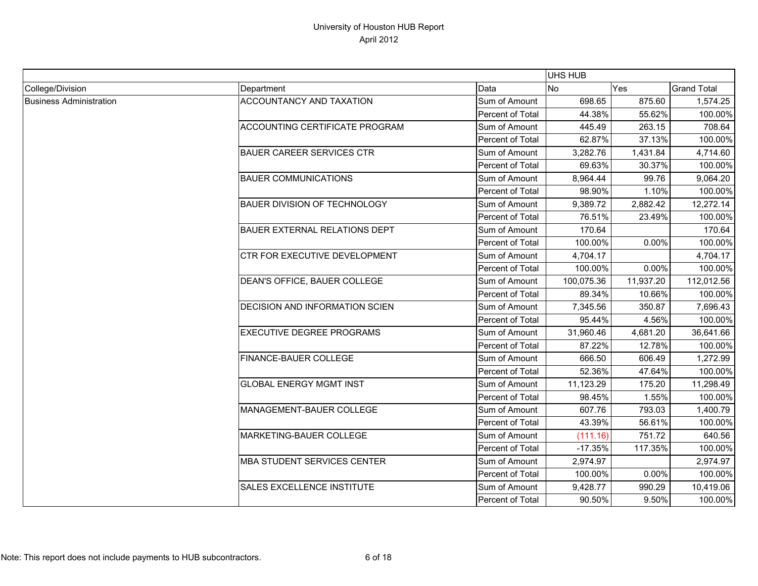# University of Houston HUB Report

April 2012

| | | | UHS HUB | | |
|---|---|---|---|---|---|
| College/Division | Department | Data | No | Yes | Grand Total |
| Business Administration | ACCOUNTANCY AND TAXATION | Sum of Amount | 698.65 | 875.60 | 1,574.25 |
| | | Percent of Total | 44.38% | 55.62% | 100.00% |
| | ACCOUNTING CERTIFICATE PROGRAM | Sum of Amount | 445.49 | 263.15 | 708.64 |
| | | Percent of Total | 62.87% | 37.13% | 100.00% |
| | BAUER CAREER SERVICES CTR | Sum of Amount | 3,282.76 | 1,431.84 | 4,714.60 |
| | | Percent of Total | 69.63% | 30.37% | 100.00% |
| | BAUER COMMUNICATIONS | Sum of Amount | 8,964.44 | 99.76 | 9,064.20 |
| | | Percent of Total | 98.90% | 1.10% | 100.00% |
| | BAUER DIVISION OF TECHNOLOGY | Sum of Amount | 9,389.72 | 2,882.42 | 12,272.14 |
| | | Percent of Total | 76.51% | 23.49% | 100.00% |
| | BAUER EXTERNAL RELATIONS DEPT | Sum of Amount | 170.64 | | 170.64 |
| | | Percent of Total | 100.00% | 0.00% | 100.00% |
| | CTR FOR EXECUTIVE DEVELOPMENT | Sum of Amount | 4,704.17 | | 4,704.17 |
| | | Percent of Total | 100.00% | 0.00% | 100.00% |
| | DEAN'S OFFICE, BAUER COLLEGE | Sum of Amount | 100,075.36 | 11,937.20 | 112,012.56 |
| | | Percent of Total | 89.34% | 10.66% | 100.00% |
| | DECISION AND INFORMATION SCIEN | Sum of Amount | 7,345.56 | 350.87 | 7,696.43 |
| | | Percent of Total | 95.44% | 4.56% | 100.00% |
| | EXECUTIVE DEGREE PROGRAMS | Sum of Amount | 31,960.46 | 4,681.20 | 36,641.66 |
| | | Percent of Total | 87.22% | 12.78% | 100.00% |
| | FINANCE-BAUER COLLEGE | Sum of Amount | 666.50 | 606.49 | 1,272.99 |
| | | Percent of Total | 52.36% | 47.64% | 100.00% |
| | GLOBAL ENERGY MGMT INST | Sum of Amount | 11,123.29 | 175.20 | 11,298.49 |
| | | Percent of Total | 98.45% | 1.55% | 100.00% |
| | MANAGEMENT-BAUER COLLEGE | Sum of Amount | 607.76 | 793.03 | 1,400.79 |
| | | Percent of Total | 43.39% | 56.61% | 100.00% |
| | MARKETING-BAUER COLLEGE | Sum of Amount | (111.16) | 751.72 | 640.56 |
| | | Percent of Total | -17.35% | 117.35% | 100.00% |
| | MBA STUDENT SERVICES CENTER | Sum of Amount | 2,974.97 | | 2,974.97 |
| | | Percent of Total | 100.00% | 0.00% | 100.00% |
| | SALES EXCELLENCE INSTITUTE | Sum of Amount | 9,428.77 | 990.29 | 10,419.06 |
| | | Percent of Total | 90.50% | 9.50% | 100.00% |

Note: This report does not include payments to HUB subcontractors.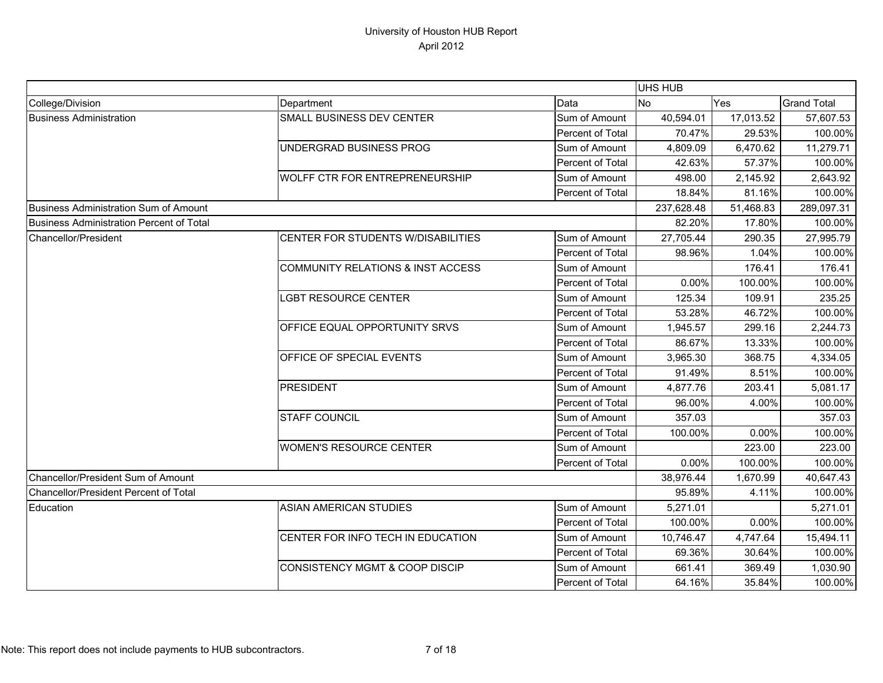# University of Houston HUB Report
April 2012

| | | | UHS HUB | | |
|---|---|---|---|---|---|
| College/Division | Department | Data | No | Yes | Grand Total |
| Business Administration | SMALL BUSINESS DEV CENTER | Sum of Amount | 40,594.01 | 17,013.52 | 57,607.53 |
| | | Percent of Total | 70.47% | 29.53% | 100.00% |
| | UNDERGRAD BUSINESS PROG | Sum of Amount | 4,809.09 | 6,470.62 | 11,279.71 |
| | | Percent of Total | 42.63% | 57.37% | 100.00% |
| | WOLFF CTR FOR ENTREPRENEURSHIP | Sum of Amount | 498.00 | 2,145.92 | 2,643.92 |
| | | Percent of Total | 18.84% | 81.16% | 100.00% |
| Business Administration Sum of Amount | | | 237,628.48 | 51,468.83 | 289,097.31 |
| Business Administration Percent of Total | | | 82.20% | 17.80% | 100.00% |
| Chancellor/President | CENTER FOR STUDENTS W/DISABILITIES | Sum of Amount | 27,705.44 | 290.35 | 27,995.79 |
| | | Percent of Total | 98.96% | 1.04% | 100.00% |
| | COMMUNITY RELATIONS & INST ACCESS | Sum of Amount | | 176.41 | 176.41 |
| | | Percent of Total | 0.00% | 100.00% | 100.00% |
| | LGBT RESOURCE CENTER | Sum of Amount | 125.34 | 109.91 | 235.25 |
| | | Percent of Total | 53.28% | 46.72% | 100.00% |
| | OFFICE EQUAL OPPORTUNITY SRVS | Sum of Amount | 1,945.57 | 299.16 | 2,244.73 |
| | | Percent of Total | 86.67% | 13.33% | 100.00% |
| | OFFICE OF SPECIAL EVENTS | Sum of Amount | 3,965.30 | 368.75 | 4,334.05 |
| | | Percent of Total | 91.49% | 8.51% | 100.00% |
| | PRESIDENT | Sum of Amount | 4,877.76 | 203.41 | 5,081.17 |
| | | Percent of Total | 96.00% | 4.00% | 100.00% |
| | STAFF COUNCIL | Sum of Amount | 357.03 | | 357.03 |
| | | Percent of Total | 100.00% | 0.00% | 100.00% |
| | WOMEN'S RESOURCE CENTER | Sum of Amount | | 223.00 | 223.00 |
| | | Percent of Total | 0.00% | 100.00% | 100.00% |
| Chancellor/President Sum of Amount | | | 38,976.44 | 1,670.99 | 40,647.43 |
| Chancellor/President Percent of Total | | | 95.89% | 4.11% | 100.00% |
| Education | ASIAN AMERICAN STUDIES | Sum of Amount | 5,271.01 | | 5,271.01 |
| | | Percent of Total | 100.00% | 0.00% | 100.00% |
| | CENTER FOR INFO TECH IN EDUCATION | Sum of Amount | 10,746.47 | 4,747.64 | 15,494.11 |
| | | Percent of Total | 69.36% | 30.64% | 100.00% |
| | CONSISTENCY MGMT & COOP DISCIP | Sum of Amount | 661.41 | 369.49 | 1,030.90 |
| | | Percent of Total | 64.16% | 35.84% | 100.00% |

Note: This report does not include payments to HUB subcontractors.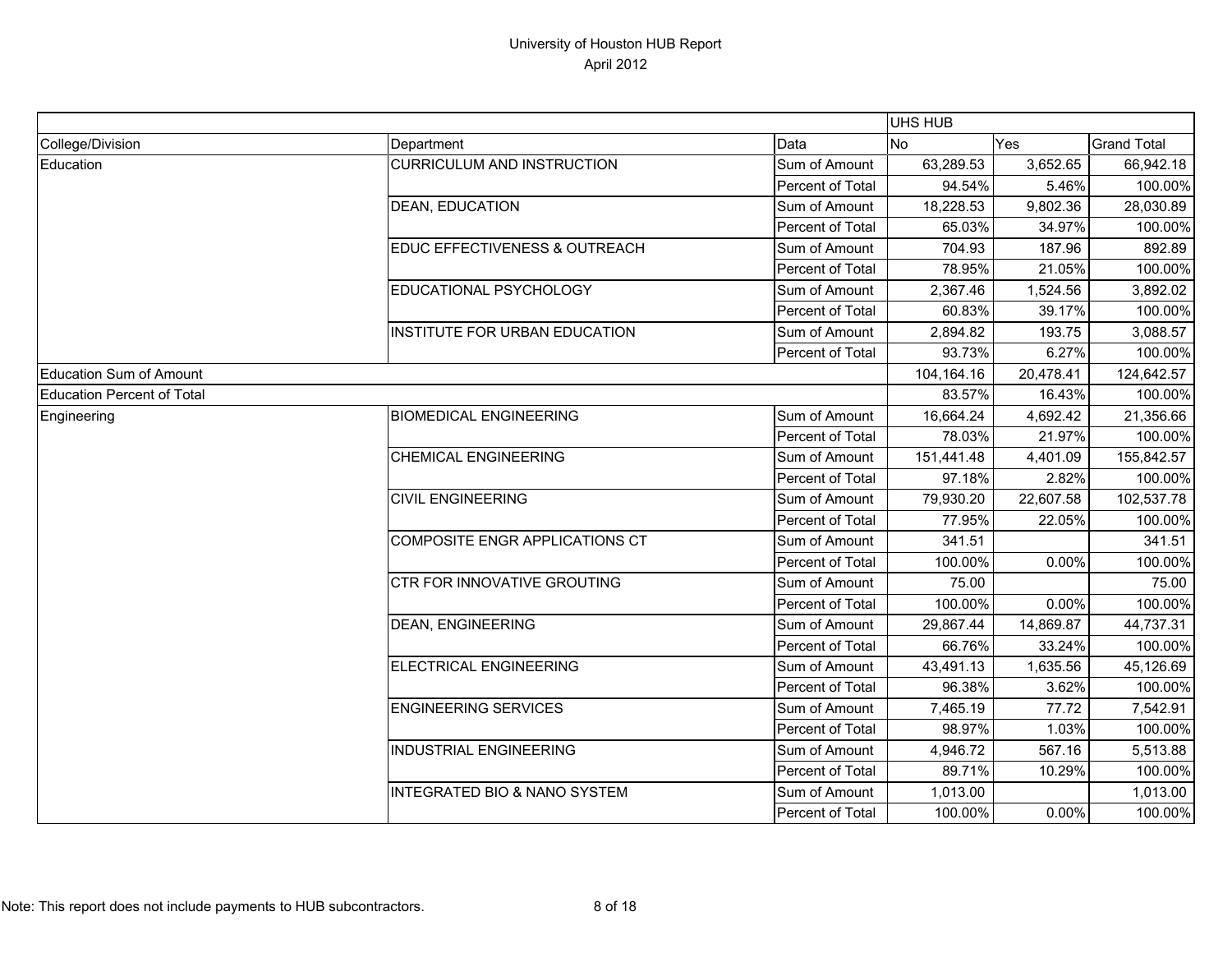# University of Houston HUB Report
April 2012

| | | | UHS HUB | | |
|---|---|---|---|---|---|
| College/Division | Department | Data | No | Yes | Grand Total |
| Education | CURRICULUM AND INSTRUCTION | Sum of Amount | 63,289.53 | 3,652.65 | 66,942.18 |
| | | Percent of Total | 94.54% | 5.46% | 100.00% |
| | DEAN, EDUCATION | Sum of Amount | 18,228.53 | 9,802.36 | 28,030.89 |
| | | Percent of Total | 65.03% | 34.97% | 100.00% |
| | EDUC EFFECTIVENESS & OUTREACH | Sum of Amount | 704.93 | 187.96 | 892.89 |
| | | Percent of Total | 78.95% | 21.05% | 100.00% |
| | EDUCATIONAL PSYCHOLOGY | Sum of Amount | 2,367.46 | 1,524.56 | 3,892.02 |
| | | Percent of Total | 60.83% | 39.17% | 100.00% |
| | INSTITUTE FOR URBAN EDUCATION | Sum of Amount | 2,894.82 | 193.75 | 3,088.57 |
| | | Percent of Total | 93.73% | 6.27% | 100.00% |
| Education Sum of Amount | | | 104,164.16 | 20,478.41 | 124,642.57 |
| Education Percent of Total | | | 83.57% | 16.43% | 100.00% |
| Engineering | BIOMEDICAL ENGINEERING | Sum of Amount | 16,664.24 | 4,692.42 | 21,356.66 |
| | | Percent of Total | 78.03% | 21.97% | 100.00% |
| | CHEMICAL ENGINEERING | Sum of Amount | 151,441.48 | 4,401.09 | 155,842.57 |
| | | Percent of Total | 97.18% | 2.82% | 100.00% |
| | CIVIL ENGINEERING | Sum of Amount | 79,930.20 | 22,607.58 | 102,537.78 |
| | | Percent of Total | 77.95% | 22.05% | 100.00% |
| | COMPOSITE ENGR APPLICATIONS CT | Sum of Amount | 341.51 | | 341.51 |
| | | Percent of Total | 100.00% | 0.00% | 100.00% |
| | CTR FOR INNOVATIVE GROUTING | Sum of Amount | 75.00 | | 75.00 |
| | | Percent of Total | 100.00% | 0.00% | 100.00% |
| | DEAN, ENGINEERING | Sum of Amount | 29,867.44 | 14,869.87 | 44,737.31 |
| | | Percent of Total | 66.76% | 33.24% | 100.00% |
| | ELECTRICAL ENGINEERING | Sum of Amount | 43,491.13 | 1,635.56 | 45,126.69 |
| | | Percent of Total | 96.38% | 3.62% | 100.00% |
| | ENGINEERING SERVICES | Sum of Amount | 7,465.19 | 77.72 | 7,542.91 |
| | | Percent of Total | 98.97% | 1.03% | 100.00% |
| | INDUSTRIAL ENGINEERING | Sum of Amount | 4,946.72 | 567.16 | 5,513.88 |
| | | Percent of Total | 89.71% | 10.29% | 100.00% |
| | INTEGRATED BIO & NANO SYSTEM | Sum of Amount | 1,013.00 | | 1,013.00 |
| | | Percent of Total | 100.00% | 0.00% | 100.00% |

Note: This report does not include payments to HUB subcontractors.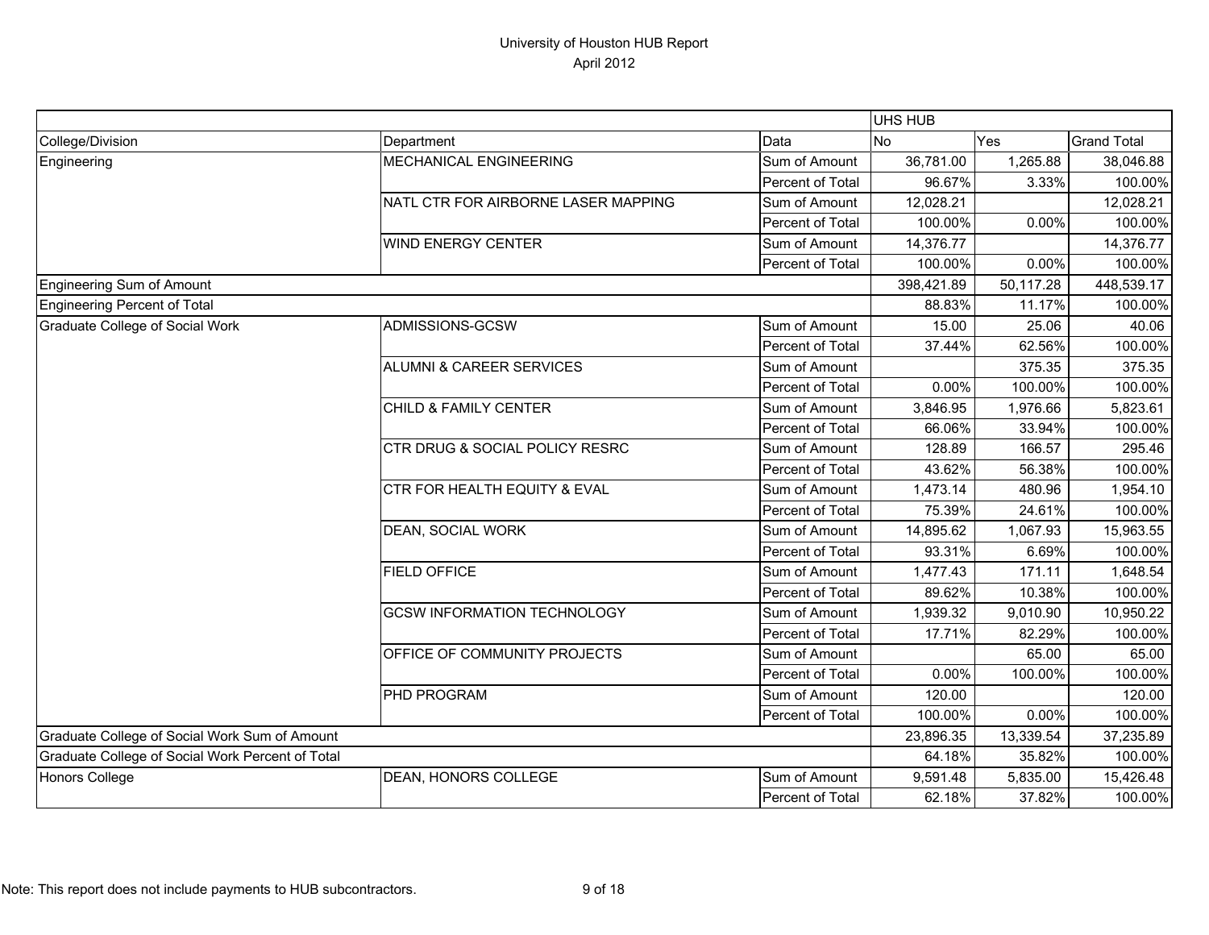# University of Houston HUB Report

April 2012

| | | | UHS HUB | | |
|---|---|---|---|---|---|
| College/Division | Department | Data | No | Yes | Grand Total |
| Engineering | MECHANICAL ENGINEERING | Sum of Amount | 36,781.00 | 1,265.88 | 38,046.88 |
| | | Percent of Total | 96.67% | 3.33% | 100.00% |
| | NATL CTR FOR AIRBORNE LASER MAPPING | Sum of Amount | 12,028.21 | | 12,028.21 |
| | | Percent of Total | 100.00% | 0.00% | 100.00% |
| | WIND ENERGY CENTER | Sum of Amount | 14,376.77 | | 14,376.77 |
| | | Percent of Total | 100.00% | 0.00% | 100.00% |
| Engineering Sum of Amount | | | 398,421.89 | 50,117.28 | 448,539.17 |
| Engineering Percent of Total | | | 88.83% | 11.17% | 100.00% |
| Graduate College of Social Work | ADMISSIONS-GCSW | Sum of Amount | 15.00 | 25.06 | 40.06 |
| | | Percent of Total | 37.44% | 62.56% | 100.00% |
| | ALUMNI & CAREER SERVICES | Sum of Amount | | 375.35 | 375.35 |
| | | Percent of Total | 0.00% | 100.00% | 100.00% |
| | CHILD & FAMILY CENTER | Sum of Amount | 3,846.95 | 1,976.66 | 5,823.61 |
| | | Percent of Total | 66.06% | 33.94% | 100.00% |
| | CTR DRUG & SOCIAL POLICY RESRC | Sum of Amount | 128.89 | 166.57 | 295.46 |
| | | Percent of Total | 43.62% | 56.38% | 100.00% |
| | CTR FOR HEALTH EQUITY & EVAL | Sum of Amount | 1,473.14 | 480.96 | 1,954.10 |
| | | Percent of Total | 75.39% | 24.61% | 100.00% |
| | DEAN, SOCIAL WORK | Sum of Amount | 14,895.62 | 1,067.93 | 15,963.55 |
| | | Percent of Total | 93.31% | 6.69% | 100.00% |
| | FIELD OFFICE | Sum of Amount | 1,477.43 | 171.11 | 1,648.54 |
| | | Percent of Total | 89.62% | 10.38% | 100.00% |
| | GCSW INFORMATION TECHNOLOGY | Sum of Amount | 1,939.32 | 9,010.90 | 10,950.22 |
| | | Percent of Total | 17.71% | 82.29% | 100.00% |
| | OFFICE OF COMMUNITY PROJECTS | Sum of Amount | | 65.00 | 65.00 |
| | | Percent of Total | 0.00% | 100.00% | 100.00% |
| | PHD PROGRAM | Sum of Amount | 120.00 | | 120.00 |
| | | Percent of Total | 100.00% | 0.00% | 100.00% |
| Graduate College of Social Work Sum of Amount | | | 23,896.35 | 13,339.54 | 37,235.89 |
| Graduate College of Social Work Percent of Total | | | 64.18% | 35.82% | 100.00% |
| Honors College | DEAN, HONORS COLLEGE | Sum of Amount | 9,591.48 | 5,835.00 | 15,426.48 |
| | | Percent of Total | 62.18% | 37.82% | 100.00% |

Note: This report does not include payments to HUB subcontractors.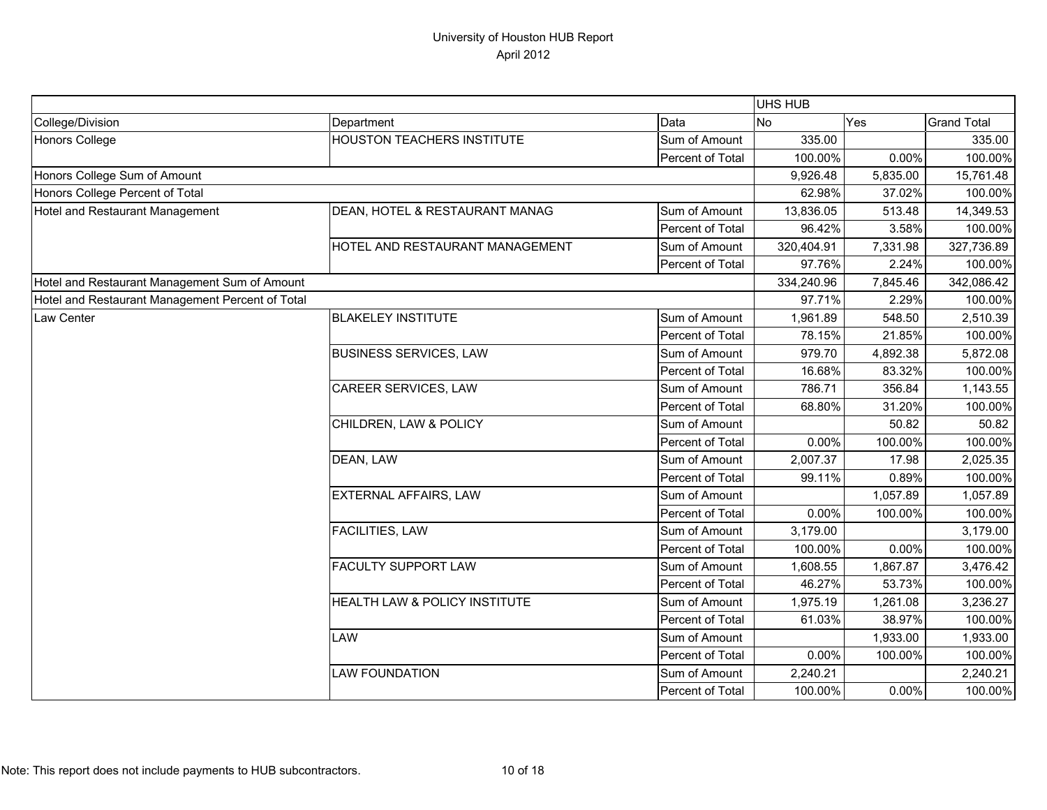# University of Houston HUB Report
April 2012

| | | | UHS HUB | | |
|---|---|---|---|---|---|
| College/Division | Department | Data | No | Yes | Grand Total |
| Honors College | HOUSTON TEACHERS INSTITUTE | Sum of Amount | 335.00 | | 335.00 |
| | | Percent of Total | 100.00% | 0.00% | 100.00% |
| Honors College Sum of Amount | | | 9,926.48 | 5,835.00 | 15,761.48 |
| Honors College Percent of Total | | | 62.98% | 37.02% | 100.00% |
| Hotel and Restaurant Management | DEAN, HOTEL & RESTAURANT MANAG | Sum of Amount | 13,836.05 | 513.48 | 14,349.53 |
| | | Percent of Total | 96.42% | 3.58% | 100.00% |
| | HOTEL AND RESTAURANT MANAGEMENT | Sum of Amount | 320,404.91 | 7,331.98 | 327,736.89 |
| | | Percent of Total | 97.76% | 2.24% | 100.00% |
| Hotel and Restaurant Management Sum of Amount | | | 334,240.96 | 7,845.46 | 342,086.42 |
| Hotel and Restaurant Management Percent of Total | | | 97.71% | 2.29% | 100.00% |
| Law Center | BLAKELEY INSTITUTE | Sum of Amount | 1,961.89 | 548.50 | 2,510.39 |
| | | Percent of Total | 78.15% | 21.85% | 100.00% |
| | BUSINESS SERVICES, LAW | Sum of Amount | 979.70 | 4,892.38 | 5,872.08 |
| | | Percent of Total | 16.68% | 83.32% | 100.00% |
| | CAREER SERVICES, LAW | Sum of Amount | 786.71 | 356.84 | 1,143.55 |
| | | Percent of Total | 68.80% | 31.20% | 100.00% |
| | CHILDREN, LAW & POLICY | Sum of Amount | | 50.82 | 50.82 |
| | | Percent of Total | 0.00% | 100.00% | 100.00% |
| | DEAN, LAW | Sum of Amount | 2,007.37 | 17.98 | 2,025.35 |
| | | Percent of Total | 99.11% | 0.89% | 100.00% |
| | EXTERNAL AFFAIRS, LAW | Sum of Amount | | 1,057.89 | 1,057.89 |
| | | Percent of Total | 0.00% | 100.00% | 100.00% |
| | FACILITIES, LAW | Sum of Amount | 3,179.00 | | 3,179.00 |
| | | Percent of Total | 100.00% | 0.00% | 100.00% |
| | FACULTY SUPPORT LAW | Sum of Amount | 1,608.55 | 1,867.87 | 3,476.42 |
| | | Percent of Total | 46.27% | 53.73% | 100.00% |
| | HEALTH LAW & POLICY INSTITUTE | Sum of Amount | 1,975.19 | 1,261.08 | 3,236.27 |
| | | Percent of Total | 61.03% | 38.97% | 100.00% |
| | LAW | Sum of Amount | | 1,933.00 | 1,933.00 |
| | | Percent of Total | 0.00% | 100.00% | 100.00% |
| | LAW FOUNDATION | Sum of Amount | 2,240.21 | | 2,240.21 |
| | | Percent of Total | 100.00% | 0.00% | 100.00% |

Note: This report does not include payments to HUB subcontractors.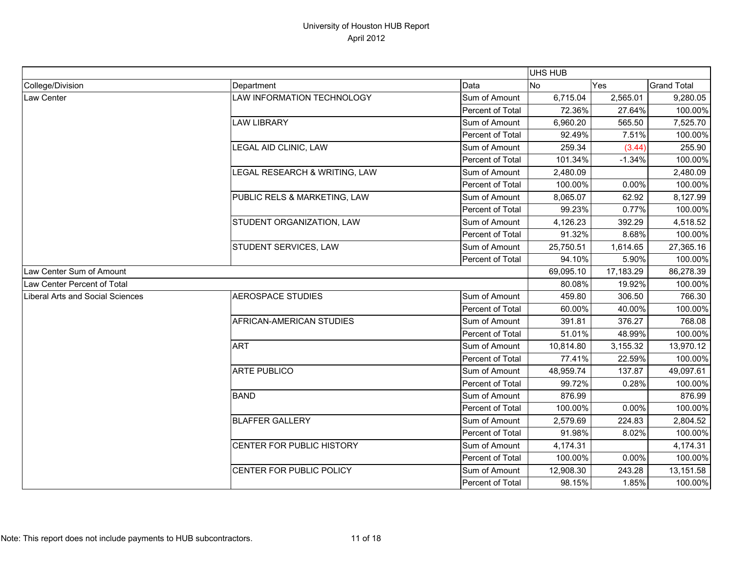# University of Houston HUB Report

April 2012

| | | | UHS HUB | | |
|---|---|---|---|---|---|
| College/Division | Department | Data | No | Yes | Grand Total |
| Law Center | LAW INFORMATION TECHNOLOGY | Sum of Amount | 6,715.04 | 2,565.01 | 9,280.05 |
| | | Percent of Total | 72.36% | 27.64% | 100.00% |
| | LAW LIBRARY | Sum of Amount | 6,960.20 | 565.50 | 7,525.70 |
| | | Percent of Total | 92.49% | 7.51% | 100.00% |
| | LEGAL AID CLINIC, LAW | Sum of Amount | 259.34 | (3.44) | 255.90 |
| | | Percent of Total | 101.34% | -1.34% | 100.00% |
| | LEGAL RESEARCH & WRITING, LAW | Sum of Amount | 2,480.09 | | 2,480.09 |
| | | Percent of Total | 100.00% | 0.00% | 100.00% |
| | PUBLIC RELS & MARKETING, LAW | Sum of Amount | 8,065.07 | 62.92 | 8,127.99 |
| | | Percent of Total | 99.23% | 0.77% | 100.00% |
| | STUDENT ORGANIZATION, LAW | Sum of Amount | 4,126.23 | 392.29 | 4,518.52 |
| | | Percent of Total | 91.32% | 8.68% | 100.00% |
| | STUDENT SERVICES, LAW | Sum of Amount | 25,750.51 | 1,614.65 | 27,365.16 |
| | | Percent of Total | 94.10% | 5.90% | 100.00% |
| Law Center Sum of Amount | | | 69,095.10 | 17,183.29 | 86,278.39 |
| Law Center Percent of Total | | | 80.08% | 19.92% | 100.00% |
| Liberal Arts and Social Sciences | AEROSPACE STUDIES | Sum of Amount | 459.80 | 306.50 | 766.30 |
| | | Percent of Total | 60.00% | 40.00% | 100.00% |
| | AFRICAN-AMERICAN STUDIES | Sum of Amount | 391.81 | 376.27 | 768.08 |
| | | Percent of Total | 51.01% | 48.99% | 100.00% |
| | ART | Sum of Amount | 10,814.80 | 3,155.32 | 13,970.12 |
| | | Percent of Total | 77.41% | 22.59% | 100.00% |
| | ARTE PUBLICO | Sum of Amount | 48,959.74 | 137.87 | 49,097.61 |
| | | Percent of Total | 99.72% | 0.28% | 100.00% |
| | BAND | Sum of Amount | 876.99 | | 876.99 |
| | | Percent of Total | 100.00% | 0.00% | 100.00% |
| | BLAFFER GALLERY | Sum of Amount | 2,579.69 | 224.83 | 2,804.52 |
| | | Percent of Total | 91.98% | 8.02% | 100.00% |
| | CENTER FOR PUBLIC HISTORY | Sum of Amount | 4,174.31 | | 4,174.31 |
| | | Percent of Total | 100.00% | 0.00% | 100.00% |
| | CENTER FOR PUBLIC POLICY | Sum of Amount | 12,908.30 | 243.28 | 13,151.58 |
| | | Percent of Total | 98.15% | 1.85% | 100.00% |

Note: This report does not include payments to HUB subcontractors.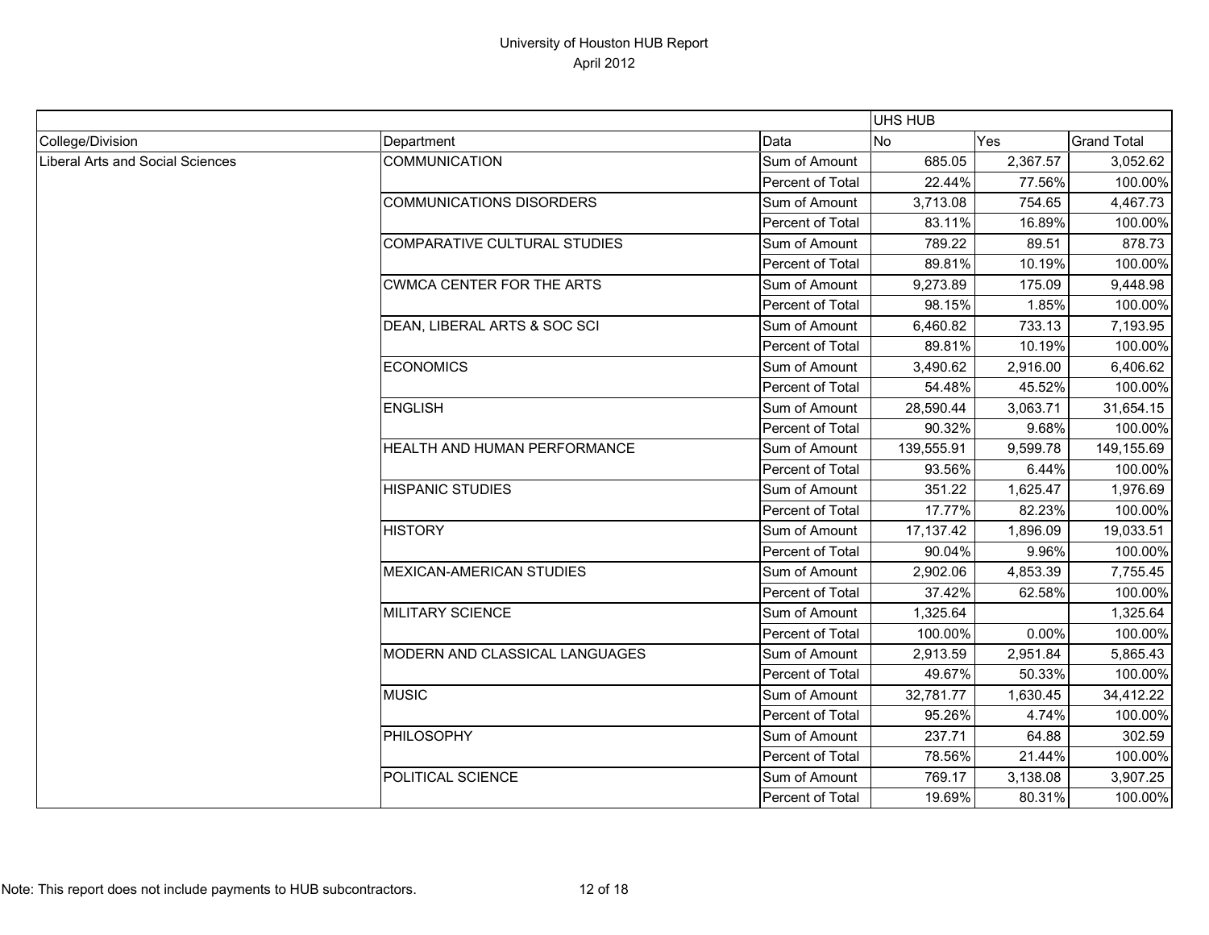# University of Houston HUB Report

April 2012

| | | | UHS HUB | | |
|---|---|---|---|---|---|
| College/Division | Department | Data | No | Yes | Grand Total |
| Liberal Arts and Social Sciences | COMMUNICATION | Sum of Amount | 685.05 | 2,367.57 | 3,052.62 |
| | | Percent of Total | 22.44% | 77.56% | 100.00% |
| | COMMUNICATIONS DISORDERS | Sum of Amount | 3,713.08 | 754.65 | 4,467.73 |
| | | Percent of Total | 83.11% | 16.89% | 100.00% |
| | COMPARATIVE CULTURAL STUDIES | Sum of Amount | 789.22 | 89.51 | 878.73 |
| | | Percent of Total | 89.81% | 10.19% | 100.00% |
| | CWMCA CENTER FOR THE ARTS | Sum of Amount | 9,273.89 | 175.09 | 9,448.98 |
| | | Percent of Total | 98.15% | 1.85% | 100.00% |
| | DEAN, LIBERAL ARTS & SOC SCI | Sum of Amount | 6,460.82 | 733.13 | 7,193.95 |
| | | Percent of Total | 89.81% | 10.19% | 100.00% |
| | ECONOMICS | Sum of Amount | 3,490.62 | 2,916.00 | 6,406.62 |
| | | Percent of Total | 54.48% | 45.52% | 100.00% |
| | ENGLISH | Sum of Amount | 28,590.44 | 3,063.71 | 31,654.15 |
| | | Percent of Total | 90.32% | 9.68% | 100.00% |
| | HEALTH AND HUMAN PERFORMANCE | Sum of Amount | 139,555.91 | 9,599.78 | 149,155.69 |
| | | Percent of Total | 93.56% | 6.44% | 100.00% |
| | HISPANIC STUDIES | Sum of Amount | 351.22 | 1,625.47 | 1,976.69 |
| | | Percent of Total | 17.77% | 82.23% | 100.00% |
| | HISTORY | Sum of Amount | 17,137.42 | 1,896.09 | 19,033.51 |
| | | Percent of Total | 90.04% | 9.96% | 100.00% |
| | MEXICAN-AMERICAN STUDIES | Sum of Amount | 2,902.06 | 4,853.39 | 7,755.45 |
| | | Percent of Total | 37.42% | 62.58% | 100.00% |
| | MILITARY SCIENCE | Sum of Amount | 1,325.64 | | 1,325.64 |
| | | Percent of Total | 100.00% | 0.00% | 100.00% |
| | MODERN AND CLASSICAL LANGUAGES | Sum of Amount | 2,913.59 | 2,951.84 | 5,865.43 |
| | | Percent of Total | 49.67% | 50.33% | 100.00% |
| | MUSIC | Sum of Amount | 32,781.77 | 1,630.45 | 34,412.22 |
| | | Percent of Total | 95.26% | 4.74% | 100.00% |
| | PHILOSOPHY | Sum of Amount | 237.71 | 64.88 | 302.59 |
| | | Percent of Total | 78.56% | 21.44% | 100.00% |
| | POLITICAL SCIENCE | Sum of Amount | 769.17 | 3,138.08 | 3,907.25 |
| | | Percent of Total | 19.69% | 80.31% | 100.00% |

Note: This report does not include payments to HUB subcontractors.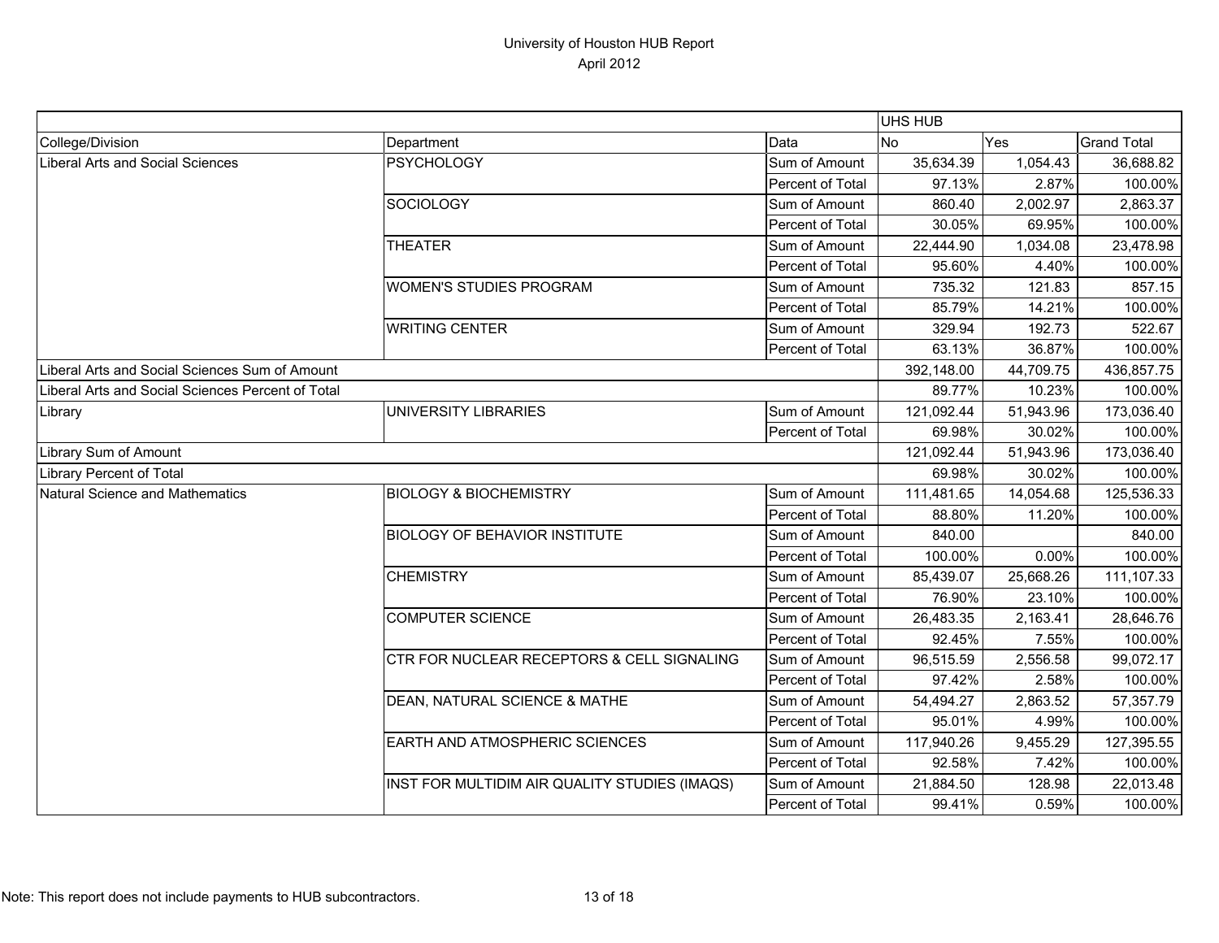# University of Houston HUB Report

April 2012

| | | | UHS HUB | | |
|---|---|---|---|---|---|
| College/Division | Department | Data | No | Yes | Grand Total |
| Liberal Arts and Social Sciences | PSYCHOLOGY | Sum of Amount | 35,634.39 | 1,054.43 | 36,688.82 |
| | | Percent of Total | 97.13% | 2.87% | 100.00% |
| | SOCIOLOGY | Sum of Amount | 860.40 | 2,002.97 | 2,863.37 |
| | | Percent of Total | 30.05% | 69.95% | 100.00% |
| | THEATER | Sum of Amount | 22,444.90 | 1,034.08 | 23,478.98 |
| | | Percent of Total | 95.60% | 4.40% | 100.00% |
| | WOMEN'S STUDIES PROGRAM | Sum of Amount | 735.32 | 121.83 | 857.15 |
| | | Percent of Total | 85.79% | 14.21% | 100.00% |
| | WRITING CENTER | Sum of Amount | 329.94 | 192.73 | 522.67 |
| | | Percent of Total | 63.13% | 36.87% | 100.00% |
| Liberal Arts and Social Sciences Sum of Amount | | | 392,148.00 | 44,709.75 | 436,857.75 |
| Liberal Arts and Social Sciences Percent of Total | | | 89.77% | 10.23% | 100.00% |
| Library | UNIVERSITY LIBRARIES | Sum of Amount | 121,092.44 | 51,943.96 | 173,036.40 |
| | | Percent of Total | 69.98% | 30.02% | 100.00% |
| Library Sum of Amount | | | 121,092.44 | 51,943.96 | 173,036.40 |
| Library Percent of Total | | | 69.98% | 30.02% | 100.00% |
| Natural Science and Mathematics | BIOLOGY & BIOCHEMISTRY | Sum of Amount | 111,481.65 | 14,054.68 | 125,536.33 |
| | | Percent of Total | 88.80% | 11.20% | 100.00% |
| | BIOLOGY OF BEHAVIOR INSTITUTE | Sum of Amount | 840.00 | | 840.00 |
| | | Percent of Total | 100.00% | 0.00% | 100.00% |
| | CHEMISTRY | Sum of Amount | 85,439.07 | 25,668.26 | 111,107.33 |
| | | Percent of Total | 76.90% | 23.10% | 100.00% |
| | COMPUTER SCIENCE | Sum of Amount | 26,483.35 | 2,163.41 | 28,646.76 |
| | | Percent of Total | 92.45% | 7.55% | 100.00% |
| | CTR FOR NUCLEAR RECEPTORS & CELL SIGNALING | Sum of Amount | 96,515.59 | 2,556.58 | 99,072.17 |
| | | Percent of Total | 97.42% | 2.58% | 100.00% |
| | DEAN, NATURAL SCIENCE & MATHE | Sum of Amount | 54,494.27 | 2,863.52 | 57,357.79 |
| | | Percent of Total | 95.01% | 4.99% | 100.00% |
| | EARTH AND ATMOSPHERIC SCIENCES | Sum of Amount | 117,940.26 | 9,455.29 | 127,395.55 |
| | | Percent of Total | 92.58% | 7.42% | 100.00% |
| | INST FOR MULTIDIM AIR QUALITY STUDIES (IMAQS) | Sum of Amount | 21,884.50 | 128.98 | 22,013.48 |
| | | Percent of Total | 99.41% | 0.59% | 100.00% |

Note: This report does not include payments to HUB subcontractors.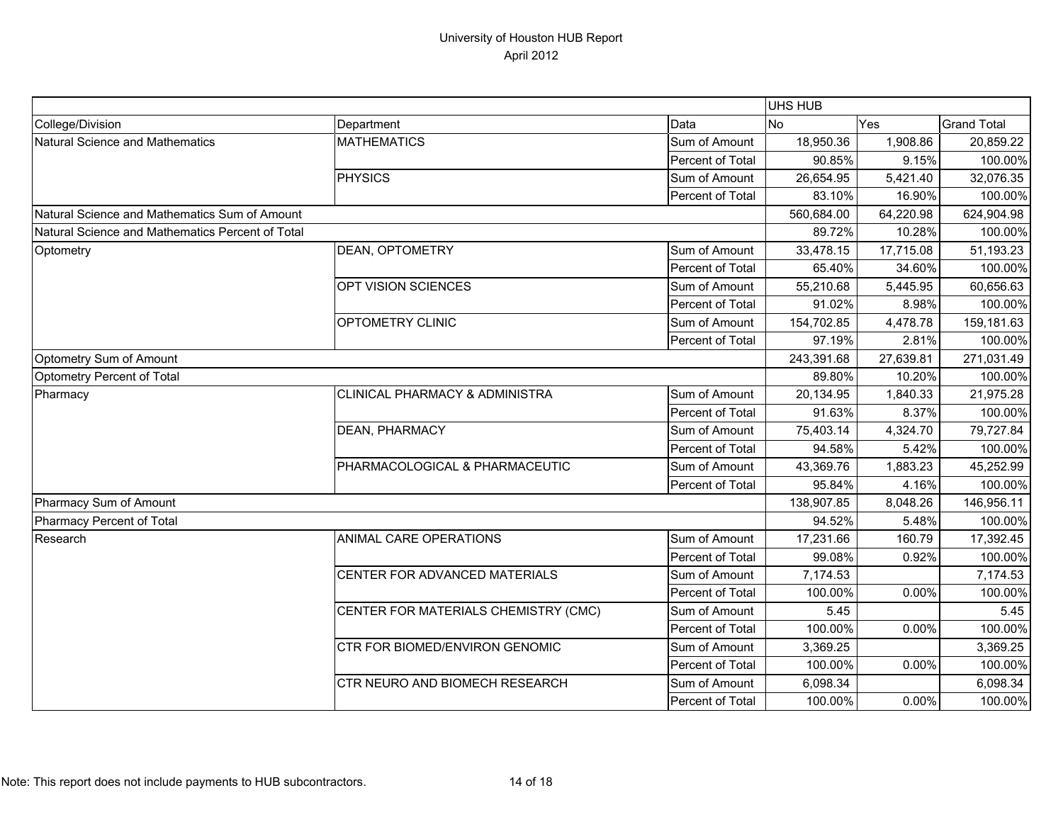# University of Houston HUB Report
April 2012

| | | | UHS HUB | | |
|---|---|---|---|---|---|
| College/Division | Department | Data | No | Yes | Grand Total |
| Natural Science and Mathematics | MATHEMATICS | Sum of Amount | 18,950.36 | 1,908.86 | 20,859.22 |
| | | Percent of Total | 90.85% | 9.15% | 100.00% |
| | PHYSICS | Sum of Amount | 26,654.95 | 5,421.40 | 32,076.35 |
| | | Percent of Total | 83.10% | 16.90% | 100.00% |
| Natural Science and Mathematics Sum of Amount | | | 560,684.00 | 64,220.98 | 624,904.98 |
| Natural Science and Mathematics Percent of Total | | | 89.72% | 10.28% | 100.00% |
| Optometry | DEAN, OPTOMETRY | Sum of Amount | 33,478.15 | 17,715.08 | 51,193.23 |
| | | Percent of Total | 65.40% | 34.60% | 100.00% |
| | OPT VISION SCIENCES | Sum of Amount | 55,210.68 | 5,445.95 | 60,656.63 |
| | | Percent of Total | 91.02% | 8.98% | 100.00% |
| | OPTOMETRY CLINIC | Sum of Amount | 154,702.85 | 4,478.78 | 159,181.63 |
| | | Percent of Total | 97.19% | 2.81% | 100.00% |
| Optometry Sum of Amount | | | 243,391.68 | 27,639.81 | 271,031.49 |
| Optometry Percent of Total | | | 89.80% | 10.20% | 100.00% |
| Pharmacy | CLINICAL PHARMACY & ADMINISTRA | Sum of Amount | 20,134.95 | 1,840.33 | 21,975.28 |
| | | Percent of Total | 91.63% | 8.37% | 100.00% |
| | DEAN, PHARMACY | Sum of Amount | 75,403.14 | 4,324.70 | 79,727.84 |
| | | Percent of Total | 94.58% | 5.42% | 100.00% |
| | PHARMACOLOGICAL & PHARMACEUTIC | Sum of Amount | 43,369.76 | 1,883.23 | 45,252.99 |
| | | Percent of Total | 95.84% | 4.16% | 100.00% |
| Pharmacy Sum of Amount | | | 138,907.85 | 8,048.26 | 146,956.11 |
| Pharmacy Percent of Total | | | 94.52% | 5.48% | 100.00% |
| Research | ANIMAL CARE OPERATIONS | Sum of Amount | 17,231.66 | 160.79 | 17,392.45 |
| | | Percent of Total | 99.08% | 0.92% | 100.00% |
| | CENTER FOR ADVANCED MATERIALS | Sum of Amount | 7,174.53 | | 7,174.53 |
| | | Percent of Total | 100.00% | 0.00% | 100.00% |
| | CENTER FOR MATERIALS CHEMISTRY (CMC) | Sum of Amount | 5.45 | | 5.45 |
| | | Percent of Total | 100.00% | 0.00% | 100.00% |
| | CTR FOR BIOMED/ENVIRON GENOMIC | Sum of Amount | 3,369.25 | | 3,369.25 |
| | | Percent of Total | 100.00% | 0.00% | 100.00% |
| | CTR NEURO AND BIOMECH RESEARCH | Sum of Amount | 6,098.34 | | 6,098.34 |
| | | Percent of Total | 100.00% | 0.00% | 100.00% |

Note: This report does not include payments to HUB subcontractors.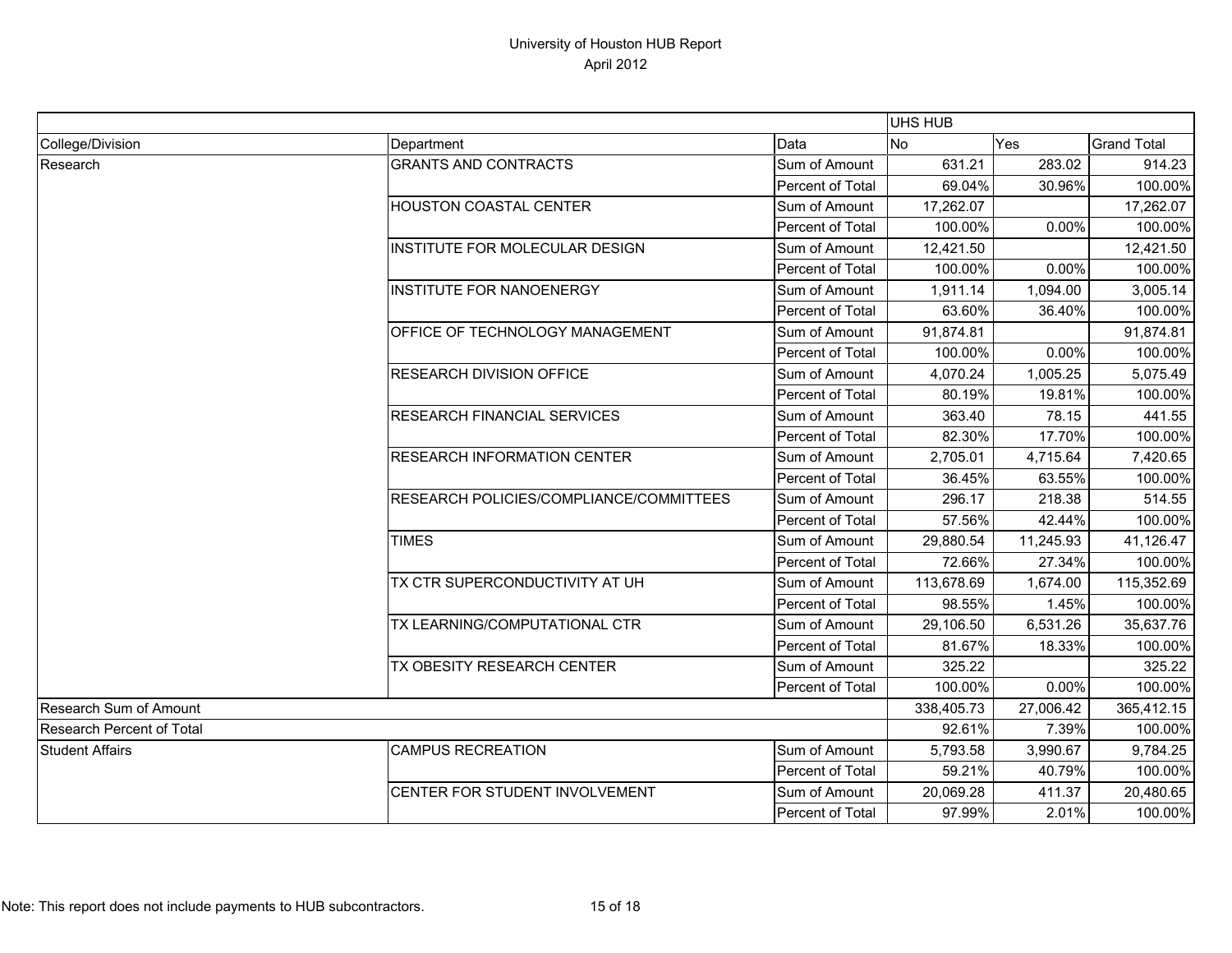# University of Houston HUB Report

April 2012

| | | | UHS HUB | | |
|---|---|---|---|---|---|
| College/Division | Department | Data | No | Yes | Grand Total |
| Research | GRANTS AND CONTRACTS | Sum of Amount | 631.21 | 283.02 | 914.23 |
| | | Percent of Total | 69.04% | 30.96% | 100.00% |
| | HOUSTON COASTAL CENTER | Sum of Amount | 17,262.07 | | 17,262.07 |
| | | Percent of Total | 100.00% | 0.00% | 100.00% |
| | INSTITUTE FOR MOLECULAR DESIGN | Sum of Amount | 12,421.50 | | 12,421.50 |
| | | Percent of Total | 100.00% | 0.00% | 100.00% |
| | INSTITUTE FOR NANOENERGY | Sum of Amount | 1,911.14 | 1,094.00 | 3,005.14 |
| | | Percent of Total | 63.60% | 36.40% | 100.00% |
| | OFFICE OF TECHNOLOGY MANAGEMENT | Sum of Amount | 91,874.81 | | 91,874.81 |
| | | Percent of Total | 100.00% | 0.00% | 100.00% |
| | RESEARCH DIVISION OFFICE | Sum of Amount | 4,070.24 | 1,005.25 | 5,075.49 |
| | | Percent of Total | 80.19% | 19.81% | 100.00% |
| | RESEARCH FINANCIAL SERVICES | Sum of Amount | 363.40 | 78.15 | 441.55 |
| | | Percent of Total | 82.30% | 17.70% | 100.00% |
| | RESEARCH INFORMATION CENTER | Sum of Amount | 2,705.01 | 4,715.64 | 7,420.65 |
| | | Percent of Total | 36.45% | 63.55% | 100.00% |
| | RESEARCH POLICIES/COMPLIANCE/COMMITTEES | Sum of Amount | 296.17 | 218.38 | 514.55 |
| | | Percent of Total | 57.56% | 42.44% | 100.00% |
| | TIMES | Sum of Amount | 29,880.54 | 11,245.93 | 41,126.47 |
| | | Percent of Total | 72.66% | 27.34% | 100.00% |
| | TX CTR SUPERCONDUCTIVITY AT UH | Sum of Amount | 113,678.69 | 1,674.00 | 115,352.69 |
| | | Percent of Total | 98.55% | 1.45% | 100.00% |
| | TX LEARNING/COMPUTATIONAL CTR | Sum of Amount | 29,106.50 | 6,531.26 | 35,637.76 |
| | | Percent of Total | 81.67% | 18.33% | 100.00% |
| | TX OBESITY RESEARCH CENTER | Sum of Amount | 325.22 | | 325.22 |
| | | Percent of Total | 100.00% | 0.00% | 100.00% |
| Research Sum of Amount | | | 338,405.73 | 27,006.42 | 365,412.15 |
| Research Percent of Total | | | 92.61% | 7.39% | 100.00% |
| Student Affairs | CAMPUS RECREATION | Sum of Amount | 5,793.58 | 3,990.67 | 9,784.25 |
| | | Percent of Total | 59.21% | 40.79% | 100.00% |
| | CENTER FOR STUDENT INVOLVEMENT | Sum of Amount | 20,069.28 | 411.37 | 20,480.65 |
| | | Percent of Total | 97.99% | 2.01% | 100.00% |

Note: This report does not include payments to HUB subcontractors.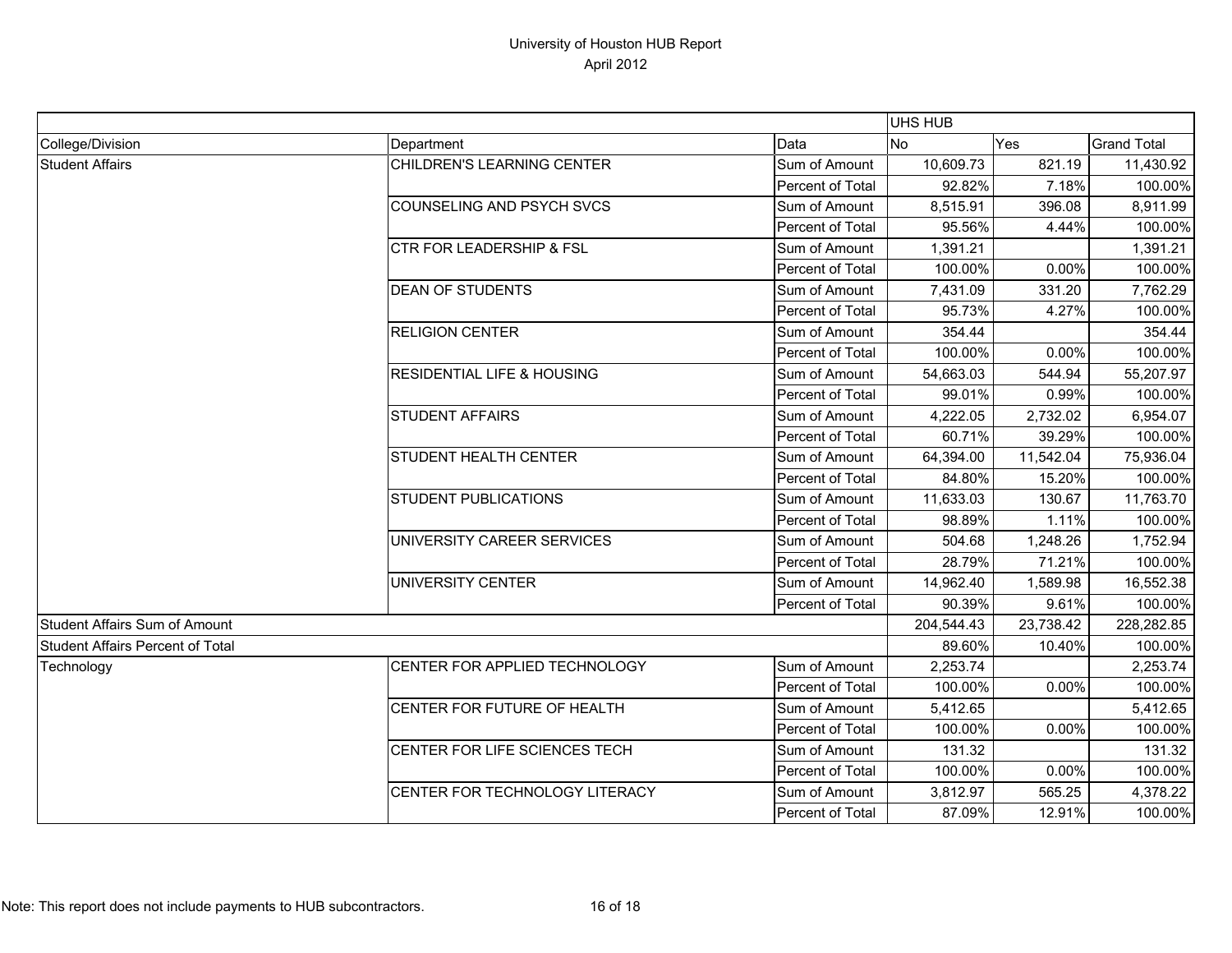# University of Houston HUB Report
## April 2012

| | | | UHS HUB | | |
|---|---|---|---|---|---|
| College/Division | Department | Data | No | Yes | Grand Total |
| Student Affairs | CHILDREN'S LEARNING CENTER | Sum of Amount | 10,609.73 | 821.19 | 11,430.92 |
| | | Percent of Total | 92.82% | 7.18% | 100.00% |
| | COUNSELING AND PSYCH SVCS | Sum of Amount | 8,515.91 | 396.08 | 8,911.99 |
| | | Percent of Total | 95.56% | 4.44% | 100.00% |
| | CTR FOR LEADERSHIP & FSL | Sum of Amount | 1,391.21 | | 1,391.21 |
| | | Percent of Total | 100.00% | 0.00% | 100.00% |
| | DEAN OF STUDENTS | Sum of Amount | 7,431.09 | 331.20 | 7,762.29 |
| | | Percent of Total | 95.73% | 4.27% | 100.00% |
| | RELIGION CENTER | Sum of Amount | 354.44 | | 354.44 |
| | | Percent of Total | 100.00% | 0.00% | 100.00% |
| | RESIDENTIAL LIFE & HOUSING | Sum of Amount | 54,663.03 | 544.94 | 55,207.97 |
| | | Percent of Total | 99.01% | 0.99% | 100.00% |
| | STUDENT AFFAIRS | Sum of Amount | 4,222.05 | 2,732.02 | 6,954.07 |
| | | Percent of Total | 60.71% | 39.29% | 100.00% |
| | STUDENT HEALTH CENTER | Sum of Amount | 64,394.00 | 11,542.04 | 75,936.04 |
| | | Percent of Total | 84.80% | 15.20% | 100.00% |
| | STUDENT PUBLICATIONS | Sum of Amount | 11,633.03 | 130.67 | 11,763.70 |
| | | Percent of Total | 98.89% | 1.11% | 100.00% |
| | UNIVERSITY CAREER SERVICES | Sum of Amount | 504.68 | 1,248.26 | 1,752.94 |
| | | Percent of Total | 28.79% | 71.21% | 100.00% |
| | UNIVERSITY CENTER | Sum of Amount | 14,962.40 | 1,589.98 | 16,552.38 |
| | | Percent of Total | 90.39% | 9.61% | 100.00% |
| Student Affairs Sum of Amount | | | 204,544.43 | 23,738.42 | 228,282.85 |
| Student Affairs Percent of Total | | | 89.60% | 10.40% | 100.00% |
| Technology | CENTER FOR APPLIED TECHNOLOGY | Sum of Amount | 2,253.74 | | 2,253.74 |
| | | Percent of Total | 100.00% | 0.00% | 100.00% |
| | CENTER FOR FUTURE OF HEALTH | Sum of Amount | 5,412.65 | | 5,412.65 |
| | | Percent of Total | 100.00% | 0.00% | 100.00% |
| | CENTER FOR LIFE SCIENCES TECH | Sum of Amount | 131.32 | | 131.32 |
| | | Percent of Total | 100.00% | 0.00% | 100.00% |
| | CENTER FOR TECHNOLOGY LITERACY | Sum of Amount | 3,812.97 | 565.25 | 4,378.22 |
| | | Percent of Total | 87.09% | 12.91% | 100.00% |

Note: This report does not include payments to HUB subcontractors.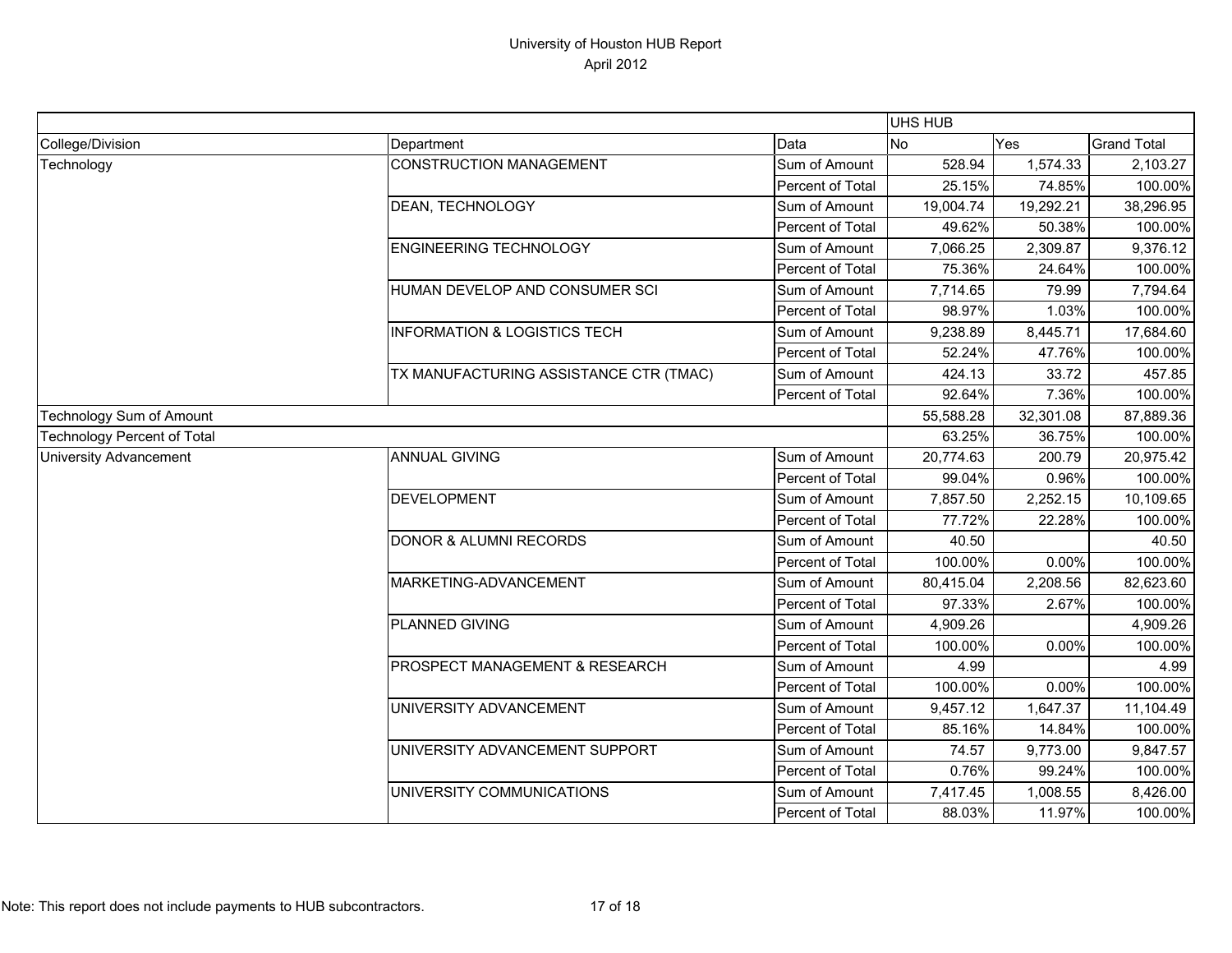# University of Houston HUB Report

April 2012

| | | | UHS HUB | | |
|---|---|---|---|---|---|
| College/Division | Department | Data | No | Yes | Grand Total |
| Technology | CONSTRUCTION MANAGEMENT | Sum of Amount | 528.94 | 1,574.33 | 2,103.27 |
| | | Percent of Total | 25.15% | 74.85% | 100.00% |
| | DEAN, TECHNOLOGY | Sum of Amount | 19,004.74 | 19,292.21 | 38,296.95 |
| | | Percent of Total | 49.62% | 50.38% | 100.00% |
| | ENGINEERING TECHNOLOGY | Sum of Amount | 7,066.25 | 2,309.87 | 9,376.12 |
| | | Percent of Total | 75.36% | 24.64% | 100.00% |
| | HUMAN DEVELOP AND CONSUMER SCI | Sum of Amount | 7,714.65 | 79.99 | 7,794.64 |
| | | Percent of Total | 98.97% | 1.03% | 100.00% |
| | INFORMATION & LOGISTICS TECH | Sum of Amount | 9,238.89 | 8,445.71 | 17,684.60 |
| | | Percent of Total | 52.24% | 47.76% | 100.00% |
| | TX MANUFACTURING ASSISTANCE CTR (TMAC) | Sum of Amount | 424.13 | 33.72 | 457.85 |
| | | Percent of Total | 92.64% | 7.36% | 100.00% |
| Technology Sum of Amount | | | 55,588.28 | 32,301.08 | 87,889.36 |
| Technology Percent of Total | | | 63.25% | 36.75% | 100.00% |
| University Advancement | ANNUAL GIVING | Sum of Amount | 20,774.63 | 200.79 | 20,975.42 |
| | | Percent of Total | 99.04% | 0.96% | 100.00% |
| | DEVELOPMENT | Sum of Amount | 7,857.50 | 2,252.15 | 10,109.65 |
| | | Percent of Total | 77.72% | 22.28% | 100.00% |
| | DONOR & ALUMNI RECORDS | Sum of Amount | 40.50 | | 40.50 |
| | | Percent of Total | 100.00% | 0.00% | 100.00% |
| | MARKETING-ADVANCEMENT | Sum of Amount | 80,415.04 | 2,208.56 | 82,623.60 |
| | | Percent of Total | 97.33% | 2.67% | 100.00% |
| | PLANNED GIVING | Sum of Amount | 4,909.26 | | 4,909.26 |
| | | Percent of Total | 100.00% | 0.00% | 100.00% |
| | PROSPECT MANAGEMENT & RESEARCH | Sum of Amount | 4.99 | | 4.99 |
| | | Percent of Total | 100.00% | 0.00% | 100.00% |
| | UNIVERSITY ADVANCEMENT | Sum of Amount | 9,457.12 | 1,647.37 | 11,104.49 |
| | | Percent of Total | 85.16% | 14.84% | 100.00% |
| | UNIVERSITY ADVANCEMENT SUPPORT | Sum of Amount | 74.57 | 9,773.00 | 9,847.57 |
| | | Percent of Total | 0.76% | 99.24% | 100.00% |
| | UNIVERSITY COMMUNICATIONS | Sum of Amount | 7,417.45 | 1,008.55 | 8,426.00 |
| | | Percent of Total | 88.03% | 11.97% | 100.00% |

Note: This report does not include payments to HUB subcontractors.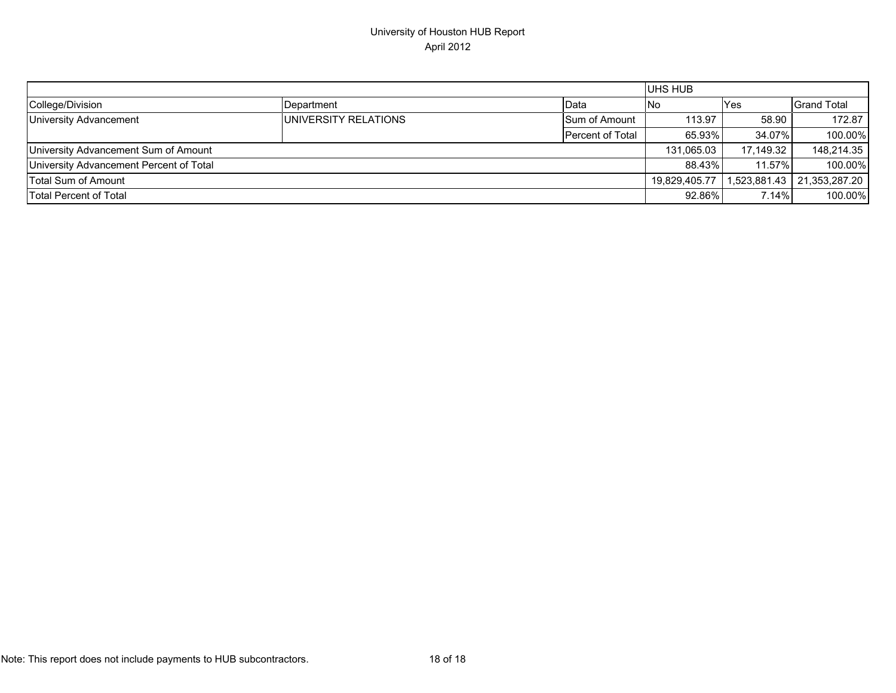University of Houston HUB Report
April 2012

| | | | UHS HUB | | |
|---|---|---|---|---|---|
| College/Division | Department | Data | No | Yes | Grand Total |
| University Advancement | UNIVERSITY RELATIONS | Sum of Amount | 113.97 | 58.90 | 172.87 |
| | | Percent of Total | 65.93% | 34.07% | 100.00% |
| University Advancement Sum of Amount | | | 131,065.03 | 17,149.32 | 148,214.35 |
| University Advancement Percent of Total | | | 88.43% | 11.57% | 100.00% |
| Total Sum of Amount | | | 19,829,405.77 | 1,523,881.43 | 21,353,287.20 |
| Total Percent of Total | | | 92.86% | 7.14% | 100.00% |

Note: This report does not include payments to HUB subcontractors.